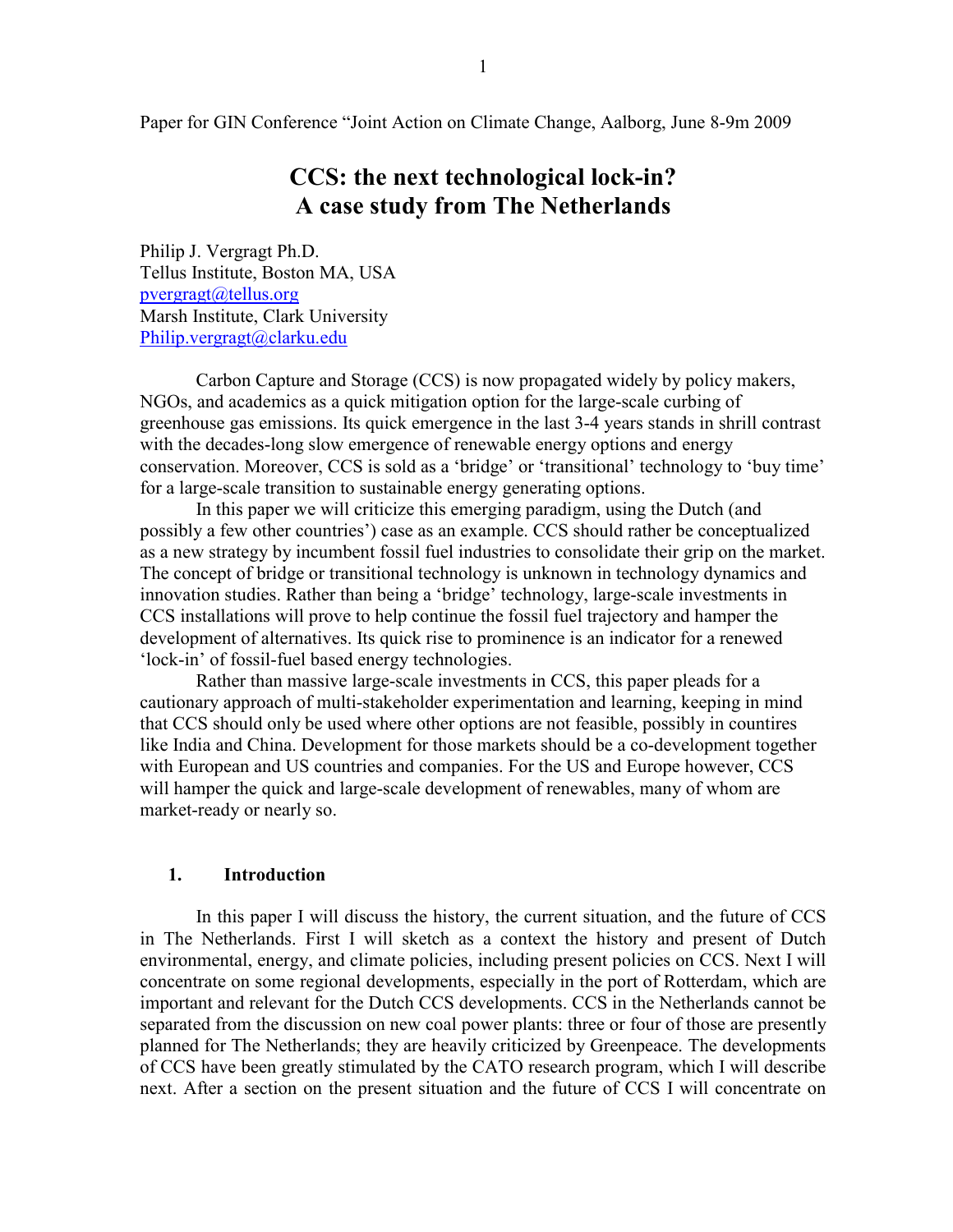Paper for GIN Conference "Joint Action on Climate Change, Aalborg, June 8-9m 2009

# CCS: the next technological lock-in?
# A case study from The Netherlands

Philip J. Vergragt Ph.D.
Tellus Institute, Boston MA, USA
pvergragt@tellus.org
Marsh Institute, Clark University
Philip.vergragt@clarku.edu

Carbon Capture and Storage (CCS) is now propagated widely by policy makers, NGOs, and academics as a quick mitigation option for the large-scale curbing of greenhouse gas emissions. Its quick emergence in the last 3-4 years stands in shrill contrast with the decades-long slow emergence of renewable energy options and energy conservation. Moreover, CCS is sold as a 'bridge' or 'transitional' technology to 'buy time' for a large-scale transition to sustainable energy generating options.

In this paper we will criticize this emerging paradigm, using the Dutch (and possibly a few other countries') case as an example. CCS should rather be conceptualized as a new strategy by incumbent fossil fuel industries to consolidate their grip on the market. The concept of bridge or transitional technology is unknown in technology dynamics and innovation studies. Rather than being a 'bridge' technology, large-scale investments in CCS installations will prove to help continue the fossil fuel trajectory and hamper the development of alternatives. Its quick rise to prominence is an indicator for a renewed 'lock-in' of fossil-fuel based energy technologies.

Rather than massive large-scale investments in CCS, this paper pleads for a cautionary approach of multi-stakeholder experimentation and learning, keeping in mind that CCS should only be used where other options are not feasible, possibly in countires like India and China. Development for those markets should be a co-development together with European and US countries and companies. For the US and Europe however, CCS will hamper the quick and large-scale development of renewables, many of whom are market-ready or nearly so.

## 1. Introduction

In this paper I will discuss the history, the current situation, and the future of CCS in The Netherlands. First I will sketch as a context the history and present of Dutch environmental, energy, and climate policies, including present policies on CCS. Next I will concentrate on some regional developments, especially in the port of Rotterdam, which are important and relevant for the Dutch CCS developments. CCS in the Netherlands cannot be separated from the discussion on new coal power plants: three or four of those are presently planned for The Netherlands; they are heavily criticized by Greenpeace. The developments of CCS have been greatly stimulated by the CATO research program, which I will describe next. After a section on the present situation and the future of CCS I will concentrate on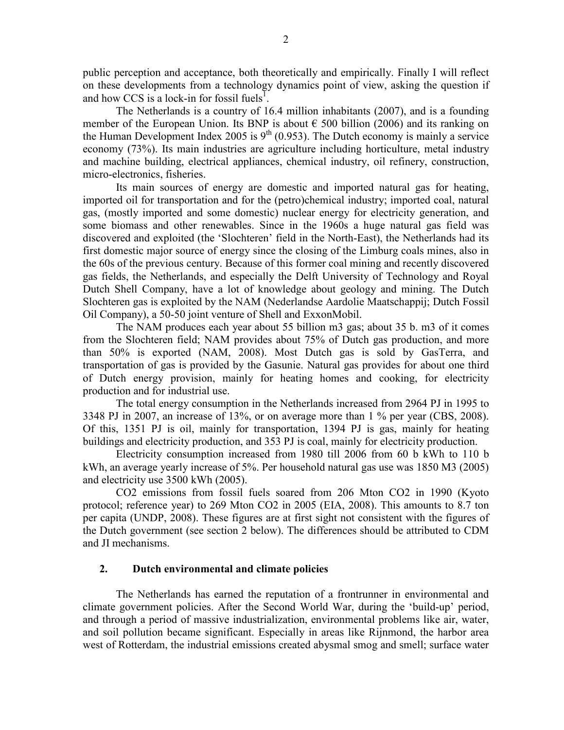public perception and acceptance, both theoretically and empirically. Finally I will reflect on these developments from a technology dynamics point of view, asking the question if and how CCS is a lock-in for fossil fuels[1].

The Netherlands is a country of 16.4 million inhabitants (2007), and is a founding member of the European Union. Its BNP is about € 500 billion (2006) and its ranking on the Human Development Index 2005 is 9[th] (0.953). The Dutch economy is mainly a service economy (73%). Its main industries are agriculture including horticulture, metal industry and machine building, electrical appliances, chemical industry, oil refinery, construction, micro-electronics, fisheries.

Its main sources of energy are domestic and imported natural gas for heating, imported oil for transportation and for the (petro)chemical industry; imported coal, natural gas, (mostly imported and some domestic) nuclear energy for electricity generation, and some biomass and other renewables. Since in the 1960s a huge natural gas field was discovered and exploited (the 'Slochteren' field in the North-East), the Netherlands had its first domestic major source of energy since the closing of the Limburg coals mines, also in the 60s of the previous century. Because of this former coal mining and recently discovered gas fields, the Netherlands, and especially the Delft University of Technology and Royal Dutch Shell Company, have a lot of knowledge about geology and mining. The Dutch Slochteren gas is exploited by the NAM (Nederlandse Aardolie Maatschappij; Dutch Fossil Oil Company), a 50-50 joint venture of Shell and ExxonMobil.

The NAM produces each year about 55 billion m3 gas; about 35 b. m3 of it comes from the Slochteren field; NAM provides about 75% of Dutch gas production, and more than 50% is exported (NAM, 2008). Most Dutch gas is sold by GasTerra, and transportation of gas is provided by the Gasunie. Natural gas provides for about one third of Dutch energy provision, mainly for heating homes and cooking, for electricity production and for industrial use.

The total energy consumption in the Netherlands increased from 2964 PJ in 1995 to 3348 PJ in 2007, an increase of 13%, or on average more than 1 % per year (CBS, 2008). Of this, 1351 PJ is oil, mainly for transportation, 1394 PJ is gas, mainly for heating buildings and electricity production, and 353 PJ is coal, mainly for electricity production.

Electricity consumption increased from 1980 till 2006 from 60 b kWh to 110 b kWh, an average yearly increase of 5%. Per household natural gas use was 1850 M3 (2005) and electricity use 3500 kWh (2005).

$CO_2$ emissions from fossil fuels soared from 206 Mton $CO_2$ in 1990 (Kyoto protocol; reference year) to 269 Mton $CO_2$ in 2005 (EIA, 2008). This amounts to 8.7 ton per capita (UNDP, 2008). These figures are at first sight not consistent with the figures of the Dutch government (see section 2 below). The differences should be attributed to CDM and JI mechanisms.

## 2. Dutch environmental and climate policies

The Netherlands has earned the reputation of a frontrunner in environmental and climate government policies. After the Second World War, during the 'build-up' period, and through a period of massive industrialization, environmental problems like air, water, and soil pollution became significant. Especially in areas like Rijnmond, the harbor area west of Rotterdam, the industrial emissions created abysmal smog and smell; surface water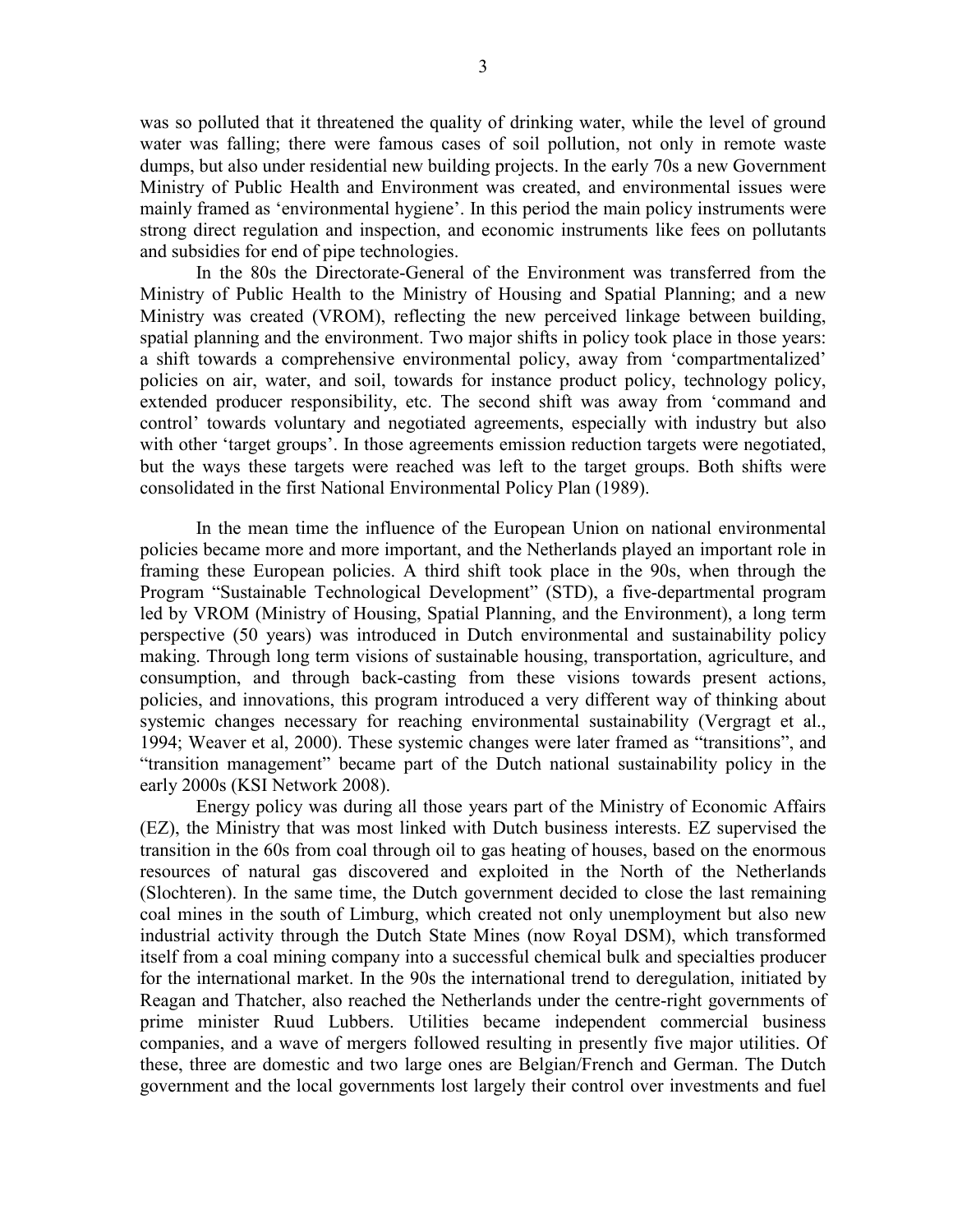was so polluted that it threatened the quality of drinking water, while the level of ground water was falling; there were famous cases of soil pollution, not only in remote waste dumps, but also under residential new building projects. In the early 70s a new Government Ministry of Public Health and Environment was created, and environmental issues were mainly framed as 'environmental hygiene'. In this period the main policy instruments were strong direct regulation and inspection, and economic instruments like fees on pollutants and subsidies for end of pipe technologies.

In the 80s the Directorate-General of the Environment was transferred from the Ministry of Public Health to the Ministry of Housing and Spatial Planning; and a new Ministry was created (VROM), reflecting the new perceived linkage between building, spatial planning and the environment. Two major shifts in policy took place in those years: a shift towards a comprehensive environmental policy, away from 'compartmentalized' policies on air, water, and soil, towards for instance product policy, technology policy, extended producer responsibility, etc. The second shift was away from 'command and control' towards voluntary and negotiated agreements, especially with industry but also with other 'target groups'. In those agreements emission reduction targets were negotiated, but the ways these targets were reached was left to the target groups. Both shifts were consolidated in the first National Environmental Policy Plan (1989).

In the mean time the influence of the European Union on national environmental policies became more and more important, and the Netherlands played an important role in framing these European policies. A third shift took place in the 90s, when through the Program "Sustainable Technological Development" (STD), a five-departmental program led by VROM (Ministry of Housing, Spatial Planning, and the Environment), a long term perspective (50 years) was introduced in Dutch environmental and sustainability policy making. Through long term visions of sustainable housing, transportation, agriculture, and consumption, and through back-casting from these visions towards present actions, policies, and innovations, this program introduced a very different way of thinking about systemic changes necessary for reaching environmental sustainability (Vergragt et al., 1994; Weaver et al, 2000). These systemic changes were later framed as "transitions", and "transition management" became part of the Dutch national sustainability policy in the early 2000s (KSI Network 2008).

Energy policy was during all those years part of the Ministry of Economic Affairs (EZ), the Ministry that was most linked with Dutch business interests. EZ supervised the transition in the 60s from coal through oil to gas heating of houses, based on the enormous resources of natural gas discovered and exploited in the North of the Netherlands (Slochteren). In the same time, the Dutch government decided to close the last remaining coal mines in the south of Limburg, which created not only unemployment but also new industrial activity through the Dutch State Mines (now Royal DSM), which transformed itself from a coal mining company into a successful chemical bulk and specialties producer for the international market. In the 90s the international trend to deregulation, initiated by Reagan and Thatcher, also reached the Netherlands under the centre-right governments of prime minister Ruud Lubbers. Utilities became independent commercial business companies, and a wave of mergers followed resulting in presently five major utilities. Of these, three are domestic and two large ones are Belgian/French and German. The Dutch government and the local governments lost largely their control over investments and fuel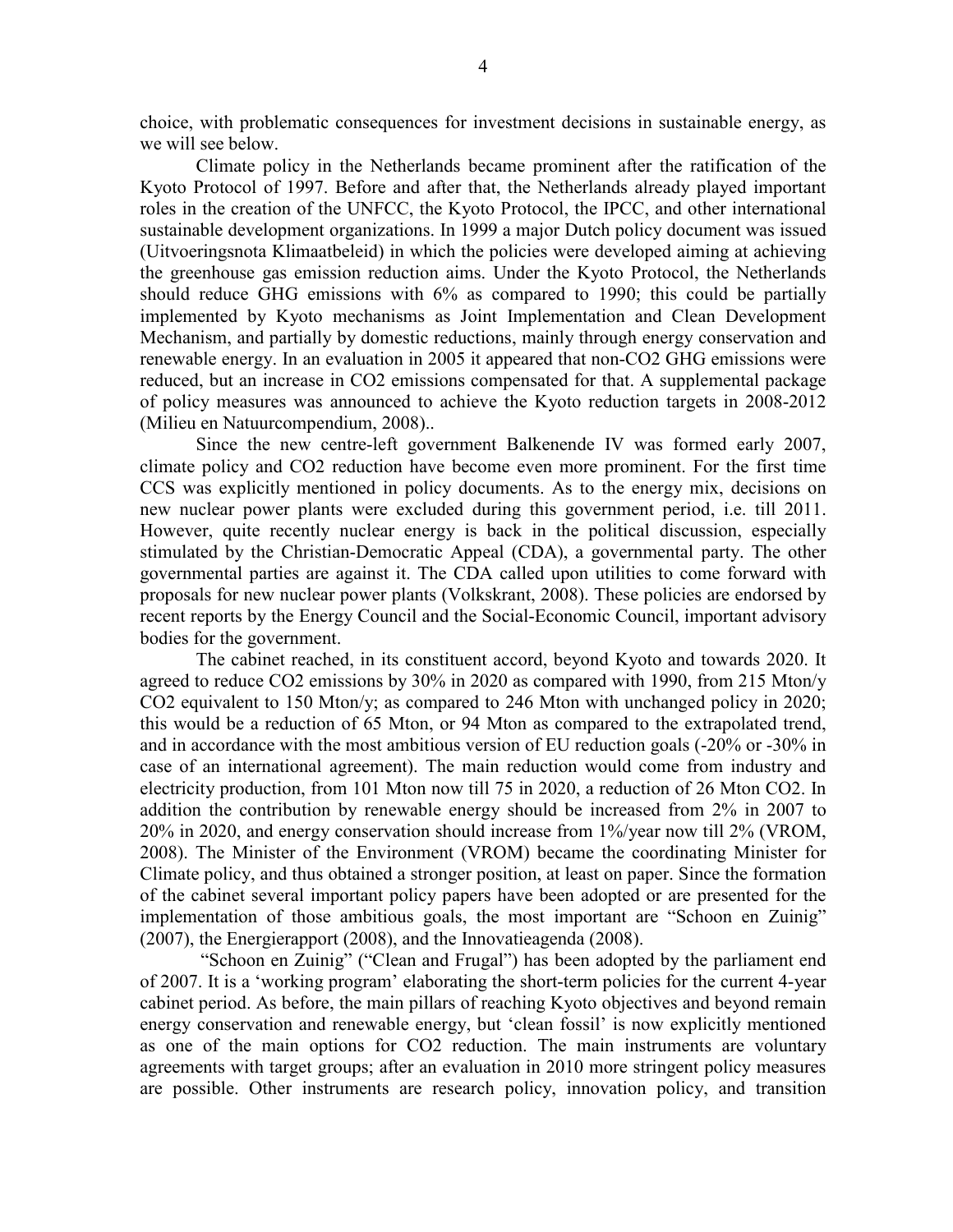choice, with problematic consequences for investment decisions in sustainable energy, as we will see below.

Climate policy in the Netherlands became prominent after the ratification of the Kyoto Protocol of 1997. Before and after that, the Netherlands already played important roles in the creation of the UNFCC, the Kyoto Protocol, the IPCC, and other international sustainable development organizations. In 1999 a major Dutch policy document was issued (Uitvoeringsnota Klimaatbeleid) in which the policies were developed aiming at achieving the greenhouse gas emission reduction aims. Under the Kyoto Protocol, the Netherlands should reduce GHG emissions with 6% as compared to 1990; this could be partially implemented by Kyoto mechanisms as Joint Implementation and Clean Development Mechanism, and partially by domestic reductions, mainly through energy conservation and renewable energy. In an evaluation in 2005 it appeared that non-$CO_2$ GHG emissions were reduced, but an increase in $CO_2$ emissions compensated for that. A supplemental package of policy measures was announced to achieve the Kyoto reduction targets in 2008-2012 (Milieu en Natuurcompendium, 2008)..

Since the new centre-left government Balkenende IV was formed early 2007, climate policy and $CO_2$ reduction have become even more prominent. For the first time CCS was explicitly mentioned in policy documents. As to the energy mix, decisions on new nuclear power plants were excluded during this government period, i.e. till 2011. However, quite recently nuclear energy is back in the political discussion, especially stimulated by the Christian-Democratic Appeal (CDA), a governmental party. The other governmental parties are against it. The CDA called upon utilities to come forward with proposals for new nuclear power plants (Volkskrant, 2008). These policies are endorsed by recent reports by the Energy Council and the Social-Economic Council, important advisory bodies for the government.

The cabinet reached, in its constituent accord, beyond Kyoto and towards 2020. It agreed to reduce $CO_2$ emissions by 30% in 2020 as compared with 1990, from 215 Mton/y $CO_2$ equivalent to 150 Mton/y; as compared to 246 Mton with unchanged policy in 2020; this would be a reduction of 65 Mton, or 94 Mton as compared to the extrapolated trend, and in accordance with the most ambitious version of EU reduction goals (-20% or -30% in case of an international agreement). The main reduction would come from industry and electricity production, from 101 Mton now till 75 in 2020, a reduction of 26 Mton $CO_2$. In addition the contribution by renewable energy should be increased from 2% in 2007 to 20% in 2020, and energy conservation should increase from 1%/year now till 2% (VROM, 2008). The Minister of the Environment (VROM) became the coordinating Minister for Climate policy, and thus obtained a stronger position, at least on paper. Since the formation of the cabinet several important policy papers have been adopted or are presented for the implementation of those ambitious goals, the most important are "Schoon en Zuinig" (2007), the Energierapport (2008), and the Innovatieagenda (2008).

"Schoon en Zuinig" ("Clean and Frugal") has been adopted by the parliament end of 2007. It is a 'working program' elaborating the short-term policies for the current 4-year cabinet period. As before, the main pillars of reaching Kyoto objectives and beyond remain energy conservation and renewable energy, but 'clean fossil' is now explicitly mentioned as one of the main options for $CO_2$ reduction. The main instruments are voluntary agreements with target groups; after an evaluation in 2010 more stringent policy measures are possible. Other instruments are research policy, innovation policy, and transition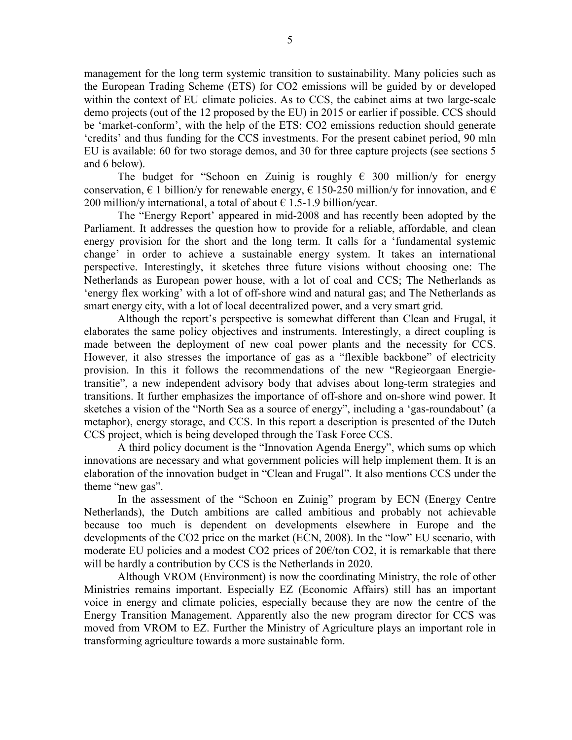management for the long term systemic transition to sustainability. Many policies such as the European Trading Scheme (ETS) for $CO_2$ emissions will be guided by or developed within the context of EU climate policies. As to CCS, the cabinet aims at two large-scale demo projects (out of the 12 proposed by the EU) in 2015 or earlier if possible. CCS should be 'market-conform', with the help of the ETS: $CO_2$ emissions reduction should generate 'credits' and thus funding for the CCS investments. For the present cabinet period, 90 mln EU is available: 60 for two storage demos, and 30 for three capture projects (see sections 5 and 6 below).

The budget for "Schoon en Zuinig is roughly € 300 million/y for energy conservation, € 1 billion/y for renewable energy, € 150-250 million/y for innovation, and € 200 million/y international, a total of about € 1.5-1.9 billion/year.

The "Energy Report' appeared in mid-2008 and has recently been adopted by the Parliament. It addresses the question how to provide for a reliable, affordable, and clean energy provision for the short and the long term. It calls for a 'fundamental systemic change' in order to achieve a sustainable energy system. It takes an international perspective. Interestingly, it sketches three future visions without choosing one: The Netherlands as European power house, with a lot of coal and CCS; The Netherlands as 'energy flex working' with a lot of off-shore wind and natural gas; and The Netherlands as smart energy city, with a lot of local decentralized power, and a very smart grid.

Although the report's perspective is somewhat different than Clean and Frugal, it elaborates the same policy objectives and instruments. Interestingly, a direct coupling is made between the deployment of new coal power plants and the necessity for CCS. However, it also stresses the importance of gas as a "flexible backbone" of electricity provision. In this it follows the recommendations of the new "Regieorgaan Energie-transitie", a new independent advisory body that advises about long-term strategies and transitions. It further emphasizes the importance of off-shore and on-shore wind power. It sketches a vision of the "North Sea as a source of energy", including a 'gas-roundabout' (a metaphor), energy storage, and CCS. In this report a description is presented of the Dutch CCS project, which is being developed through the Task Force CCS.

A third policy document is the "Innovation Agenda Energy", which sums op which innovations are necessary and what government policies will help implement them. It is an elaboration of the innovation budget in "Clean and Frugal". It also mentions CCS under the theme "new gas".

In the assessment of the "Schoon en Zuinig" program by ECN (Energy Centre Netherlands), the Dutch ambitions are called ambitious and probably not achievable because too much is dependent on developments elsewhere in Europe and the developments of the $CO_2$ price on the market (ECN, 2008). In the "low" EU scenario, with moderate EU policies and a modest $CO_2$ prices of 20€/ton $CO_2$, it is remarkable that there will be hardly a contribution by CCS is the Netherlands in 2020.

Although VROM (Environment) is now the coordinating Ministry, the role of other Ministries remains important. Especially EZ (Economic Affairs) still has an important voice in energy and climate policies, especially because they are now the centre of the Energy Transition Management. Apparently also the new program director for CCS was moved from VROM to EZ. Further the Ministry of Agriculture plays an important role in transforming agriculture towards a more sustainable form.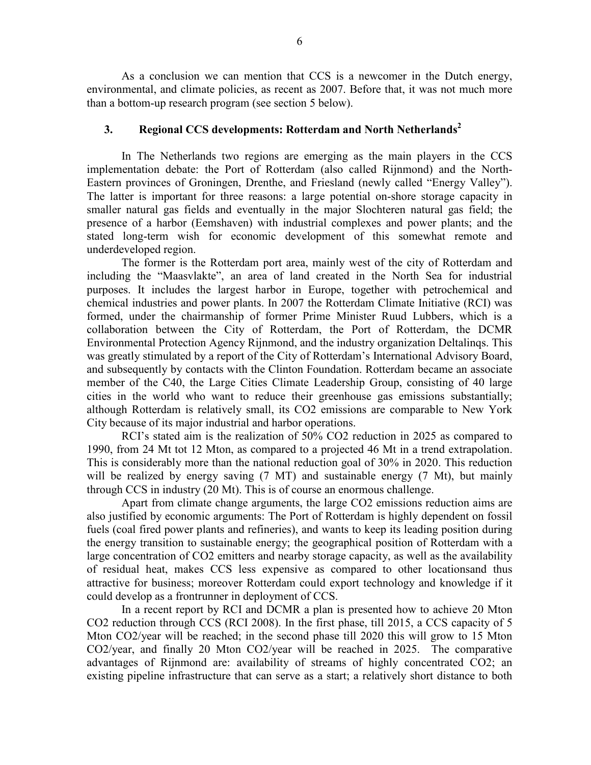As a conclusion we can mention that CCS is a newcomer in the Dutch energy, environmental, and climate policies, as recent as 2007. Before that, it was not much more than a bottom-up research program (see section 5 below).

## 3. Regional CCS developments: Rotterdam and North Netherlands[2]

In The Netherlands two regions are emerging as the main players in the CCS implementation debate: the Port of Rotterdam (also called Rijnmond) and the North-Eastern provinces of Groningen, Drenthe, and Friesland (newly called "Energy Valley"). The latter is important for three reasons: a large potential on-shore storage capacity in smaller natural gas fields and eventually in the major Slochteren natural gas field; the presence of a harbor (Eemshaven) with industrial complexes and power plants; and the stated long-term wish for economic development of this somewhat remote and underdeveloped region.

The former is the Rotterdam port area, mainly west of the city of Rotterdam and including the "Maasvlakte", an area of land created in the North Sea for industrial purposes. It includes the largest harbor in Europe, together with petrochemical and chemical industries and power plants. In 2007 the Rotterdam Climate Initiative (RCI) was formed, under the chairmanship of former Prime Minister Ruud Lubbers, which is a collaboration between the City of Rotterdam, the Port of Rotterdam, the DCMR Environmental Protection Agency Rijnmond, and the industry organization Deltalinqs. This was greatly stimulated by a report of the City of Rotterdam's International Advisory Board, and subsequently by contacts with the Clinton Foundation. Rotterdam became an associate member of the C40, the Large Cities Climate Leadership Group, consisting of 40 large cities in the world who want to reduce their greenhouse gas emissions substantially; although Rotterdam is relatively small, its $CO_2$ emissions are comparable to New York City because of its major industrial and harbor operations.

RCI's stated aim is the realization of 50% $CO_2$ reduction in 2025 as compared to 1990, from 24 Mt tot 12 Mton, as compared to a projected 46 Mt in a trend extrapolation. This is considerably more than the national reduction goal of 30% in 2020. This reduction will be realized by energy saving (7 MT) and sustainable energy (7 Mt), but mainly through CCS in industry (20 Mt). This is of course an enormous challenge.

Apart from climate change arguments, the large $CO_2$ emissions reduction aims are also justified by economic arguments: The Port of Rotterdam is highly dependent on fossil fuels (coal fired power plants and refineries), and wants to keep its leading position during the energy transition to sustainable energy; the geographical position of Rotterdam with a large concentration of $CO_2$ emitters and nearby storage capacity, as well as the availability of residual heat, makes CCS less expensive as compared to other locationsand thus attractive for business; moreover Rotterdam could export technology and knowledge if it could develop as a frontrunner in deployment of CCS.

In a recent report by RCI and DCMR a plan is presented how to achieve 20 Mton $CO_2$ reduction through CCS (RCI 2008). In the first phase, till 2015, a CCS capacity of 5 Mton $CO_2$/year will be reached; in the second phase till 2020 this will grow to 15 Mton $CO_2$/year, and finally 20 Mton $CO_2$/year will be reached in 2025. The comparative advantages of Rijnmond are: availability of streams of highly concentrated $CO_2$; an existing pipeline infrastructure that can serve as a start; a relatively short distance to both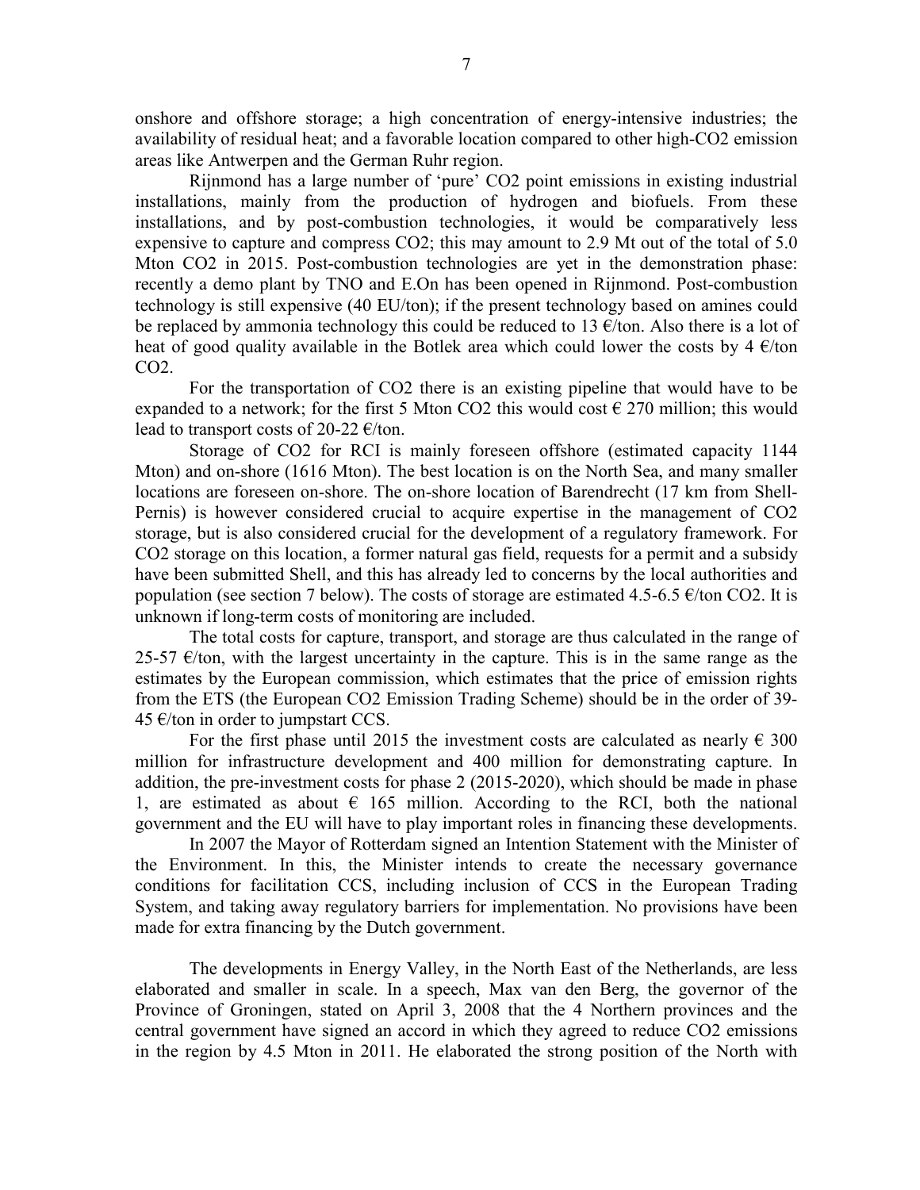onshore and offshore storage; a high concentration of energy-intensive industries; the availability of residual heat; and a favorable location compared to other high-$CO_2$ emission areas like Antwerpen and the German Ruhr region.

Rijnmond has a large number of 'pure' $CO_2$ point emissions in existing industrial installations, mainly from the production of hydrogen and biofuels. From these installations, and by post-combustion technologies, it would be comparatively less expensive to capture and compress $CO_2$; this may amount to 2.9 Mt out of the total of 5.0 Mton $CO_2$ in 2015. Post-combustion technologies are yet in the demonstration phase: recently a demo plant by TNO and E.On has been opened in Rijnmond. Post-combustion technology is still expensive (40 EU/ton); if the present technology based on amines could be replaced by ammonia technology this could be reduced to 13 €/ton. Also there is a lot of heat of good quality available in the Botlek area which could lower the costs by 4 €/ton $CO_2$.

For the transportation of $CO_2$ there is an existing pipeline that would have to be expanded to a network; for the first 5 Mton $CO_2$ this would cost € 270 million; this would lead to transport costs of 20-22 €/ton.

Storage of $CO_2$ for RCI is mainly foreseen offshore (estimated capacity 1144 Mton) and on-shore (1616 Mton). The best location is on the North Sea, and many smaller locations are foreseen on-shore. The on-shore location of Barendrecht (17 km from Shell-Pernis) is however considered crucial to acquire expertise in the management of $CO_2$ storage, but is also considered crucial for the development of a regulatory framework. For $CO_2$ storage on this location, a former natural gas field, requests for a permit and a subsidy have been submitted Shell, and this has already led to concerns by the local authorities and population (see section 7 below). The costs of storage are estimated 4.5-6.5 €/ton $CO_2$. It is unknown if long-term costs of monitoring are included.

The total costs for capture, transport, and storage are thus calculated in the range of 25-57 €/ton, with the largest uncertainty in the capture. This is in the same range as the estimates by the European commission, which estimates that the price of emission rights from the ETS (the European $CO_2$ Emission Trading Scheme) should be in the order of 39-45 €/ton in order to jumpstart CCS.

For the first phase until 2015 the investment costs are calculated as nearly € 300 million for infrastructure development and 400 million for demonstrating capture. In addition, the pre-investment costs for phase 2 (2015-2020), which should be made in phase 1, are estimated as about € 165 million. According to the RCI, both the national government and the EU will have to play important roles in financing these developments.

In 2007 the Mayor of Rotterdam signed an Intention Statement with the Minister of the Environment. In this, the Minister intends to create the necessary governance conditions for facilitation CCS, including inclusion of CCS in the European Trading System, and taking away regulatory barriers for implementation. No provisions have been made for extra financing by the Dutch government.

The developments in Energy Valley, in the North East of the Netherlands, are less elaborated and smaller in scale. In a speech, Max van den Berg, the governor of the Province of Groningen, stated on April 3, 2008 that the 4 Northern provinces and the central government have signed an accord in which they agreed to reduce $CO_2$ emissions in the region by 4.5 Mton in 2011. He elaborated the strong position of the North with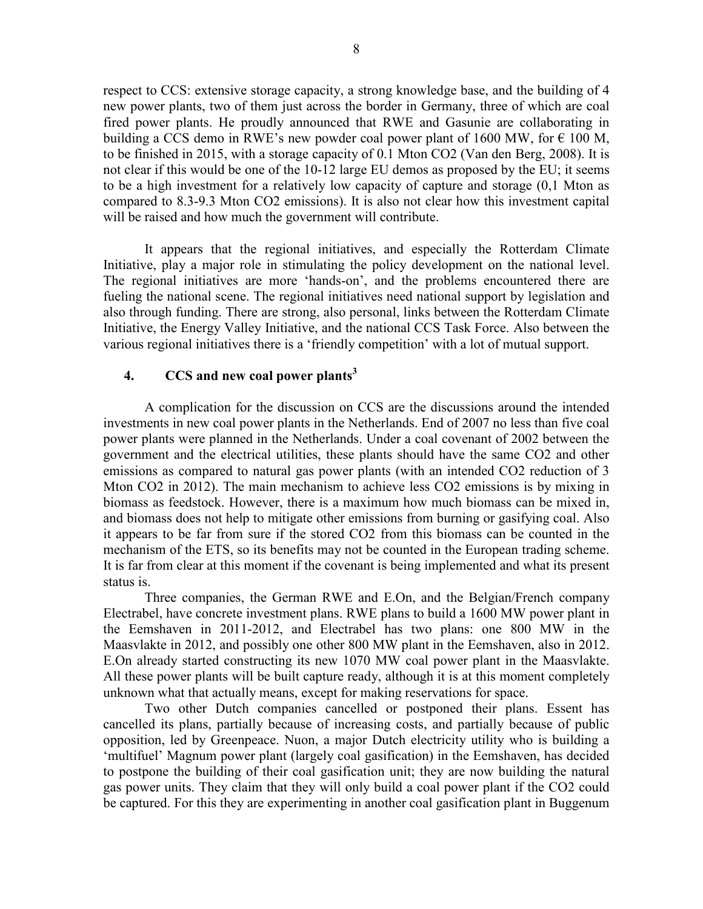respect to CCS: extensive storage capacity, a strong knowledge base, and the building of 4 new power plants, two of them just across the border in Germany, three of which are coal fired power plants. He proudly announced that RWE and Gasunie are collaborating in building a CCS demo in RWE's new powder coal power plant of 1600 MW, for € 100 M, to be finished in 2015, with a storage capacity of 0.1 Mton $CO_2$ (Van den Berg, 2008). It is not clear if this would be one of the 10-12 large EU demos as proposed by the EU; it seems to be a high investment for a relatively low capacity of capture and storage (0,1 Mton as compared to 8.3-9.3 Mton $CO_2$ emissions). It is also not clear how this investment capital will be raised and how much the government will contribute.

It appears that the regional initiatives, and especially the Rotterdam Climate Initiative, play a major role in stimulating the policy development on the national level. The regional initiatives are more 'hands-on', and the problems encountered there are fueling the national scene. The regional initiatives need national support by legislation and also through funding. There are strong, also personal, links between the Rotterdam Climate Initiative, the Energy Valley Initiative, and the national CCS Task Force. Also between the various regional initiatives there is a 'friendly competition' with a lot of mutual support.

## 4. CCS and new coal power plants[3]

A complication for the discussion on CCS are the discussions around the intended investments in new coal power plants in the Netherlands. End of 2007 no less than five coal power plants were planned in the Netherlands. Under a coal covenant of 2002 between the government and the electrical utilities, these plants should have the same $CO_2$ and other emissions as compared to natural gas power plants (with an intended $CO_2$ reduction of 3 Mton $CO_2$ in 2012). The main mechanism to achieve less $CO_2$ emissions is by mixing in biomass as feedstock. However, there is a maximum how much biomass can be mixed in, and biomass does not help to mitigate other emissions from burning or gasifying coal. Also it appears to be far from sure if the stored $CO_2$ from this biomass can be counted in the mechanism of the ETS, so its benefits may not be counted in the European trading scheme. It is far from clear at this moment if the covenant is being implemented and what its present status is.

Three companies, the German RWE and E.On, and the Belgian/French company Electrabel, have concrete investment plans. RWE plans to build a 1600 MW power plant in the Eemshaven in 2011-2012, and Electrabel has two plans: one 800 MW in the Maasvlakte in 2012, and possibly one other 800 MW plant in the Eemshaven, also in 2012. E.On already started constructing its new 1070 MW coal power plant in the Maasvlakte. All these power plants will be built capture ready, although it is at this moment completely unknown what that actually means, except for making reservations for space.

Two other Dutch companies cancelled or postponed their plans. Essent has cancelled its plans, partially because of increasing costs, and partially because of public opposition, led by Greenpeace. Nuon, a major Dutch electricity utility who is building a 'multifuel' Magnum power plant (largely coal gasification) in the Eemshaven, has decided to postpone the building of their coal gasification unit; they are now building the natural gas power units. They claim that they will only build a coal power plant if the $CO_2$ could be captured. For this they are experimenting in another coal gasification plant in Buggenum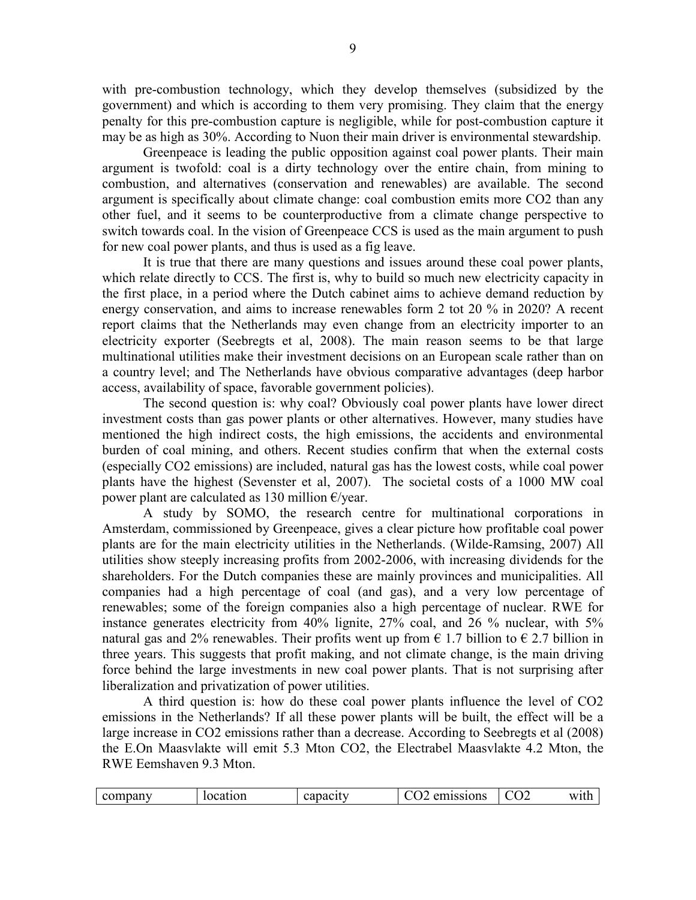with pre-combustion technology, which they develop themselves (subsidized by the government) and which is according to them very promising. They claim that the energy penalty for this pre-combustion capture is negligible, while for post-combustion capture it may be as high as 30%. According to Nuon their main driver is environmental stewardship.

Greenpeace is leading the public opposition against coal power plants. Their main argument is twofold: coal is a dirty technology over the entire chain, from mining to combustion, and alternatives (conservation and renewables) are available. The second argument is specifically about climate change: coal combustion emits more $CO_2$ than any other fuel, and it seems to be counterproductive from a climate change perspective to switch towards coal. In the vision of Greenpeace CCS is used as the main argument to push for new coal power plants, and thus is used as a fig leave.

It is true that there are many questions and issues around these coal power plants, which relate directly to CCS. The first is, why to build so much new electricity capacity in the first place, in a period where the Dutch cabinet aims to achieve demand reduction by energy conservation, and aims to increase renewables form 2 tot 20 % in 2020? A recent report claims that the Netherlands may even change from an electricity importer to an electricity exporter (Seebregts et al, 2008). The main reason seems to be that large multinational utilities make their investment decisions on an European scale rather than on a country level; and The Netherlands have obvious comparative advantages (deep harbor access, availability of space, favorable government policies).

The second question is: why coal? Obviously coal power plants have lower direct investment costs than gas power plants or other alternatives. However, many studies have mentioned the high indirect costs, the high emissions, the accidents and environmental burden of coal mining, and others. Recent studies confirm that when the external costs (especially $CO_2$ emissions) are included, natural gas has the lowest costs, while coal power plants have the highest (Sevenster et al, 2007). The societal costs of a 1000 MW coal power plant are calculated as 130 million €/year.

A study by SOMO, the research centre for multinational corporations in Amsterdam, commissioned by Greenpeace, gives a clear picture how profitable coal power plants are for the main electricity utilities in the Netherlands. (Wilde-Ramsing, 2007) All utilities show steeply increasing profits from 2002-2006, with increasing dividends for the shareholders. For the Dutch companies these are mainly provinces and municipalities. All companies had a high percentage of coal (and gas), and a very low percentage of renewables; some of the foreign companies also a high percentage of nuclear. RWE for instance generates electricity from 40% lignite, 27% coal, and 26 % nuclear, with 5% natural gas and 2% renewables. Their profits went up from € 1.7 billion to € 2.7 billion in three years. This suggests that profit making, and not climate change, is the main driving force behind the large investments in new coal power plants. That is not surprising after liberalization and privatization of power utilities.

A third question is: how do these coal power plants influence the level of $CO_2$ emissions in the Netherlands? If all these power plants will be built, the effect will be a large increase in $CO_2$ emissions rather than a decrease. According to Seebregts et al (2008) the E.On Maasvlakte will emit 5.3 Mton $CO_2$, the Electrabel Maasvlakte 4.2 Mton, the RWE Eemshaven 9.3 Mton.

| company | location | capacity | $CO_2$ emissions | $CO_2$ with |
|---|---|---|---|---|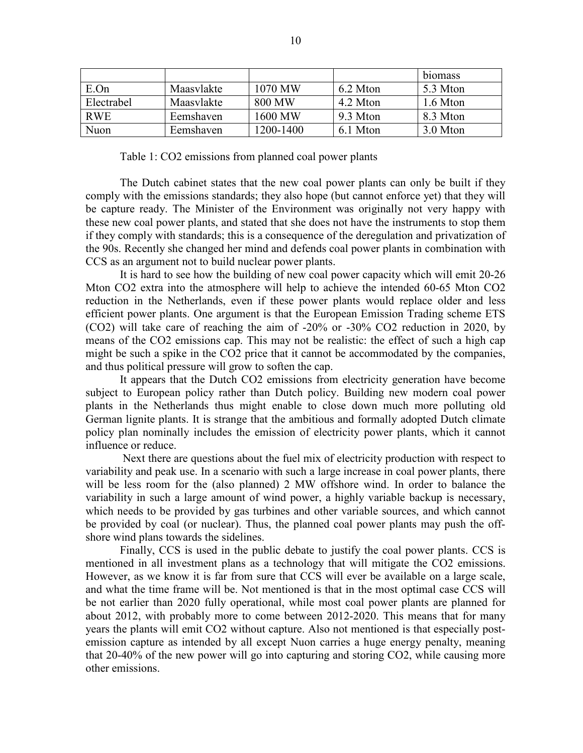| | | | | biomass |
|---|---|---|---|---|
| E.On | Maasvlakte | 1070 MW | 6.2 Mton | 5.3 Mton |
| Electrabel | Maasvlakte | 800 MW | 4.2 Mton | 1.6 Mton |
| RWE | Eemshaven | 1600 MW | 9.3 Mton | 8.3 Mton |
| Nuon | Eemshaven | 1200-1400 | 6.1 Mton | 3.0 Mton |

Table 1: $CO_2$ emissions from planned coal power plants

The Dutch cabinet states that the new coal power plants can only be built if they comply with the emissions standards; they also hope (but cannot enforce yet) that they will be capture ready. The Minister of the Environment was originally not very happy with these new coal power plants, and stated that she does not have the instruments to stop them if they comply with standards; this is a consequence of the deregulation and privatization of the 90s. Recently she changed her mind and defends coal power plants in combination with CCS as an argument not to build nuclear power plants.

It is hard to see how the building of new coal power capacity which will emit 20-26 Mton $CO_2$ extra into the atmosphere will help to achieve the intended 60-65 Mton $CO_2$ reduction in the Netherlands, even if these power plants would replace older and less efficient power plants. One argument is that the European Emission Trading scheme ETS ($CO_2$) will take care of reaching the aim of -20% or -30% $CO_2$ reduction in 2020, by means of the $CO_2$ emissions cap. This may not be realistic: the effect of such a high cap might be such a spike in the $CO_2$ price that it cannot be accommodated by the companies, and thus political pressure will grow to soften the cap.

It appears that the Dutch $CO_2$ emissions from electricity generation have become subject to European policy rather than Dutch policy. Building new modern coal power plants in the Netherlands thus might enable to close down much more polluting old German lignite plants. It is strange that the ambitious and formally adopted Dutch climate policy plan nominally includes the emission of electricity power plants, which it cannot influence or reduce.

Next there are questions about the fuel mix of electricity production with respect to variability and peak use. In a scenario with such a large increase in coal power plants, there will be less room for the (also planned) 2 MW offshore wind. In order to balance the variability in such a large amount of wind power, a highly variable backup is necessary, which needs to be provided by gas turbines and other variable sources, and which cannot be provided by coal (or nuclear). Thus, the planned coal power plants may push the off-shore wind plans towards the sidelines.

Finally, CCS is used in the public debate to justify the coal power plants. CCS is mentioned in all investment plans as a technology that will mitigate the $CO_2$ emissions. However, as we know it is far from sure that CCS will ever be available on a large scale, and what the time frame will be. Not mentioned is that in the most optimal case CCS will be not earlier than 2020 fully operational, while most coal power plants are planned for about 2012, with probably more to come between 2012-2020. This means that for many years the plants will emit $CO_2$ without capture. Also not mentioned is that especially post-emission capture as intended by all except Nuon carries a huge energy penalty, meaning that 20-40% of the new power will go into capturing and storing $CO_2$, while causing more other emissions.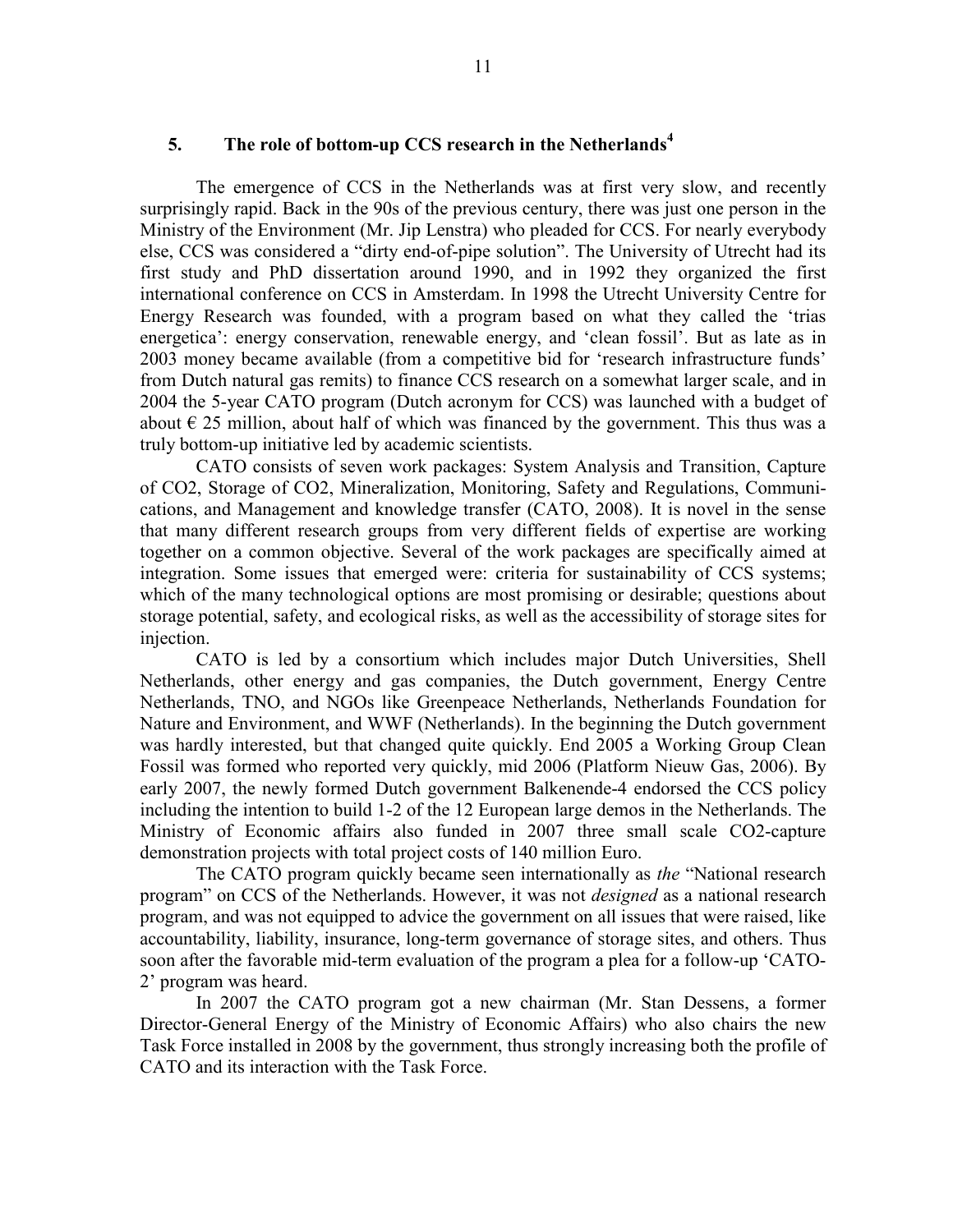## 5. The role of bottom-up CCS research in the Netherlands[4]

The emergence of CCS in the Netherlands was at first very slow, and recently surprisingly rapid. Back in the 90s of the previous century, there was just one person in the Ministry of the Environment (Mr. Jip Lenstra) who pleaded for CCS. For nearly everybody else, CCS was considered a "dirty end-of-pipe solution". The University of Utrecht had its first study and PhD dissertation around 1990, and in 1992 they organized the first international conference on CCS in Amsterdam. In 1998 the Utrecht University Centre for Energy Research was founded, with a program based on what they called the 'trias energetica': energy conservation, renewable energy, and 'clean fossil'. But as late as in 2003 money became available (from a competitive bid for 'research infrastructure funds' from Dutch natural gas remits) to finance CCS research on a somewhat larger scale, and in 2004 the 5-year CATO program (Dutch acronym for CCS) was launched with a budget of about € 25 million, about half of which was financed by the government. This thus was a truly bottom-up initiative led by academic scientists.

CATO consists of seven work packages: System Analysis and Transition, Capture of CO2, Storage of CO2, Mineralization, Monitoring, Safety and Regulations, Communications, and Management and knowledge transfer (CATO, 2008). It is novel in the sense that many different research groups from very different fields of expertise are working together on a common objective. Several of the work packages are specifically aimed at integration. Some issues that emerged were: criteria for sustainability of CCS systems; which of the many technological options are most promising or desirable; questions about storage potential, safety, and ecological risks, as well as the accessibility of storage sites for injection.

CATO is led by a consortium which includes major Dutch Universities, Shell Netherlands, other energy and gas companies, the Dutch government, Energy Centre Netherlands, TNO, and NGOs like Greenpeace Netherlands, Netherlands Foundation for Nature and Environment, and WWF (Netherlands). In the beginning the Dutch government was hardly interested, but that changed quite quickly. End 2005 a Working Group Clean Fossil was formed who reported very quickly, mid 2006 (Platform Nieuw Gas, 2006). By early 2007, the newly formed Dutch government Balkenende-4 endorsed the CCS policy including the intention to build 1-2 of the 12 European large demos in the Netherlands. The Ministry of Economic affairs also funded in 2007 three small scale CO2-capture demonstration projects with total project costs of 140 million Euro.

The CATO program quickly became seen internationally as *the* "National research program" on CCS of the Netherlands. However, it was not *designed* as a national research program, and was not equipped to advice the government on all issues that were raised, like accountability, liability, insurance, long-term governance of storage sites, and others. Thus soon after the favorable mid-term evaluation of the program a plea for a follow-up 'CATO-2' program was heard.

In 2007 the CATO program got a new chairman (Mr. Stan Dessens, a former Director-General Energy of the Ministry of Economic Affairs) who also chairs the new Task Force installed in 2008 by the government, thus strongly increasing both the profile of CATO and its interaction with the Task Force.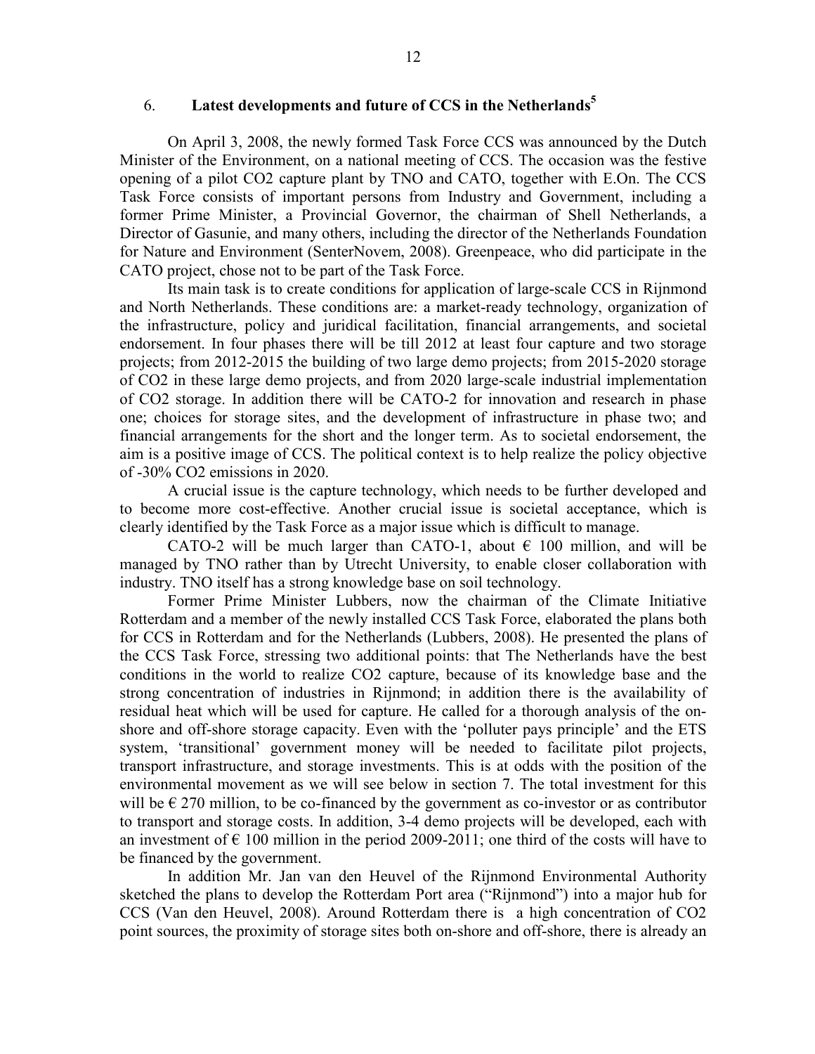## 6. Latest developments and future of CCS in the Netherlands[5]

On April 3, 2008, the newly formed Task Force CCS was announced by the Dutch Minister of the Environment, on a national meeting of CCS. The occasion was the festive opening of a pilot CO2 capture plant by TNO and CATO, together with E.On. The CCS Task Force consists of important persons from Industry and Government, including a former Prime Minister, a Provincial Governor, the chairman of Shell Netherlands, a Director of Gasunie, and many others, including the director of the Netherlands Foundation for Nature and Environment (SenterNovem, 2008). Greenpeace, who did participate in the CATO project, chose not to be part of the Task Force.

Its main task is to create conditions for application of large-scale CCS in Rijnmond and North Netherlands. These conditions are: a market-ready technology, organization of the infrastructure, policy and juridical facilitation, financial arrangements, and societal endorsement. In four phases there will be till 2012 at least four capture and two storage projects; from 2012-2015 the building of two large demo projects; from 2015-2020 storage of CO2 in these large demo projects, and from 2020 large-scale industrial implementation of CO2 storage. In addition there will be CATO-2 for innovation and research in phase one; choices for storage sites, and the development of infrastructure in phase two; and financial arrangements for the short and the longer term. As to societal endorsement, the aim is a positive image of CCS. The political context is to help realize the policy objective of -30% CO2 emissions in 2020.

A crucial issue is the capture technology, which needs to be further developed and to become more cost-effective. Another crucial issue is societal acceptance, which is clearly identified by the Task Force as a major issue which is difficult to manage.

CATO-2 will be much larger than CATO-1, about € 100 million, and will be managed by TNO rather than by Utrecht University, to enable closer collaboration with industry. TNO itself has a strong knowledge base on soil technology.

Former Prime Minister Lubbers, now the chairman of the Climate Initiative Rotterdam and a member of the newly installed CCS Task Force, elaborated the plans both for CCS in Rotterdam and for the Netherlands (Lubbers, 2008). He presented the plans of the CCS Task Force, stressing two additional points: that The Netherlands have the best conditions in the world to realize CO2 capture, because of its knowledge base and the strong concentration of industries in Rijnmond; in addition there is the availability of residual heat which will be used for capture. He called for a thorough analysis of the on-shore and off-shore storage capacity. Even with the 'polluter pays principle' and the ETS system, 'transitional' government money will be needed to facilitate pilot projects, transport infrastructure, and storage investments. This is at odds with the position of the environmental movement as we will see below in section 7. The total investment for this will be € 270 million, to be co-financed by the government as co-investor or as contributor to transport and storage costs. In addition, 3-4 demo projects will be developed, each with an investment of € 100 million in the period 2009-2011; one third of the costs will have to be financed by the government.

In addition Mr. Jan van den Heuvel of the Rijnmond Environmental Authority sketched the plans to develop the Rotterdam Port area ("Rijnmond") into a major hub for CCS (Van den Heuvel, 2008). Around Rotterdam there is a high concentration of CO2 point sources, the proximity of storage sites both on-shore and off-shore, there is already an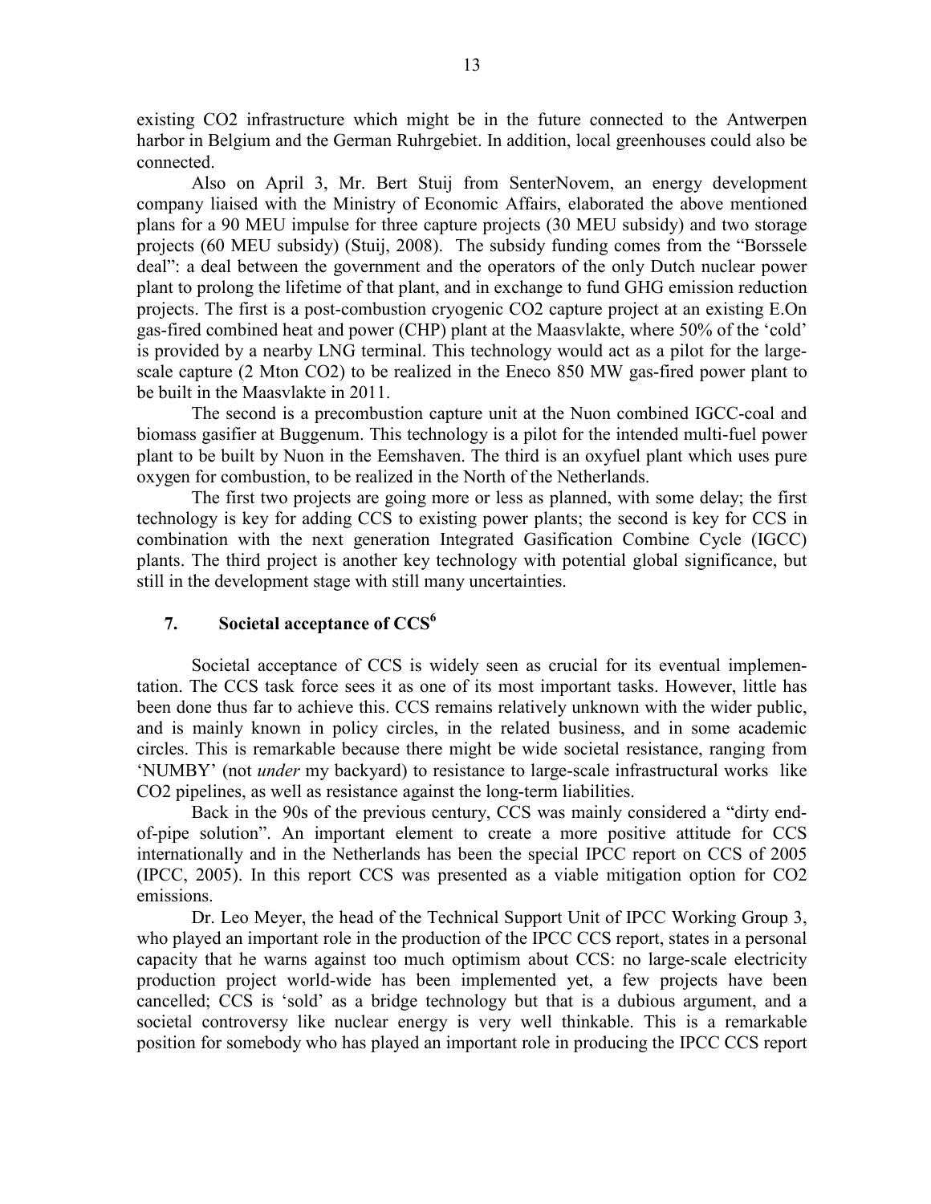existing $CO_2$ infrastructure which might be in the future connected to the Antwerpen harbor in Belgium and the German Ruhrgebiet. In addition, local greenhouses could also be connected.

Also on April 3, Mr. Bert Stuij from SenterNovem, an energy development company liaised with the Ministry of Economic Affairs, elaborated the above mentioned plans for a 90 MEU impulse for three capture projects (30 MEU subsidy) and two storage projects (60 MEU subsidy) (Stuij, 2008). The subsidy funding comes from the "Borssele deal": a deal between the government and the operators of the only Dutch nuclear power plant to prolong the lifetime of that plant, and in exchange to fund GHG emission reduction projects. The first is a post-combustion cryogenic $CO_2$ capture project at an existing E.On gas-fired combined heat and power (CHP) plant at the Maasvlakte, where 50% of the 'cold' is provided by a nearby LNG terminal. This technology would act as a pilot for the large-scale capture (2 Mton $CO_2$) to be realized in the Eneco 850 MW gas-fired power plant to be built in the Maasvlakte in 2011.

The second is a precombustion capture unit at the Nuon combined IGCC-coal and biomass gasifier at Buggenum. This technology is a pilot for the intended multi-fuel power plant to be built by Nuon in the Eemshaven. The third is an oxyfuel plant which uses pure oxygen for combustion, to be realized in the North of the Netherlands.

The first two projects are going more or less as planned, with some delay; the first technology is key for adding CCS to existing power plants; the second is key for CCS in combination with the next generation Integrated Gasification Combine Cycle (IGCC) plants. The third project is another key technology with potential global significance, but still in the development stage with still many uncertainties.

## 7. Societal acceptance of CCS[6]

Societal acceptance of CCS is widely seen as crucial for its eventual implementation. The CCS task force sees it as one of its most important tasks. However, little has been done thus far to achieve this. CCS remains relatively unknown with the wider public, and is mainly known in policy circles, in the related business, and in some academic circles. This is remarkable because there might be wide societal resistance, ranging from 'NUMBY' (not *under* my backyard) to resistance to large-scale infrastructural works like $CO_2$ pipelines, as well as resistance against the long-term liabilities.

Back in the 90s of the previous century, CCS was mainly considered a "dirty end-of-pipe solution". An important element to create a more positive attitude for CCS internationally and in the Netherlands has been the special IPCC report on CCS of 2005 (IPCC, 2005). In this report CCS was presented as a viable mitigation option for $CO_2$ emissions.

Dr. Leo Meyer, the head of the Technical Support Unit of IPCC Working Group 3, who played an important role in the production of the IPCC CCS report, states in a personal capacity that he warns against too much optimism about CCS: no large-scale electricity production project world-wide has been implemented yet, a few projects have been cancelled; CCS is 'sold' as a bridge technology but that is a dubious argument, and a societal controversy like nuclear energy is very well thinkable. This is a remarkable position for somebody who has played an important role in producing the IPCC CCS report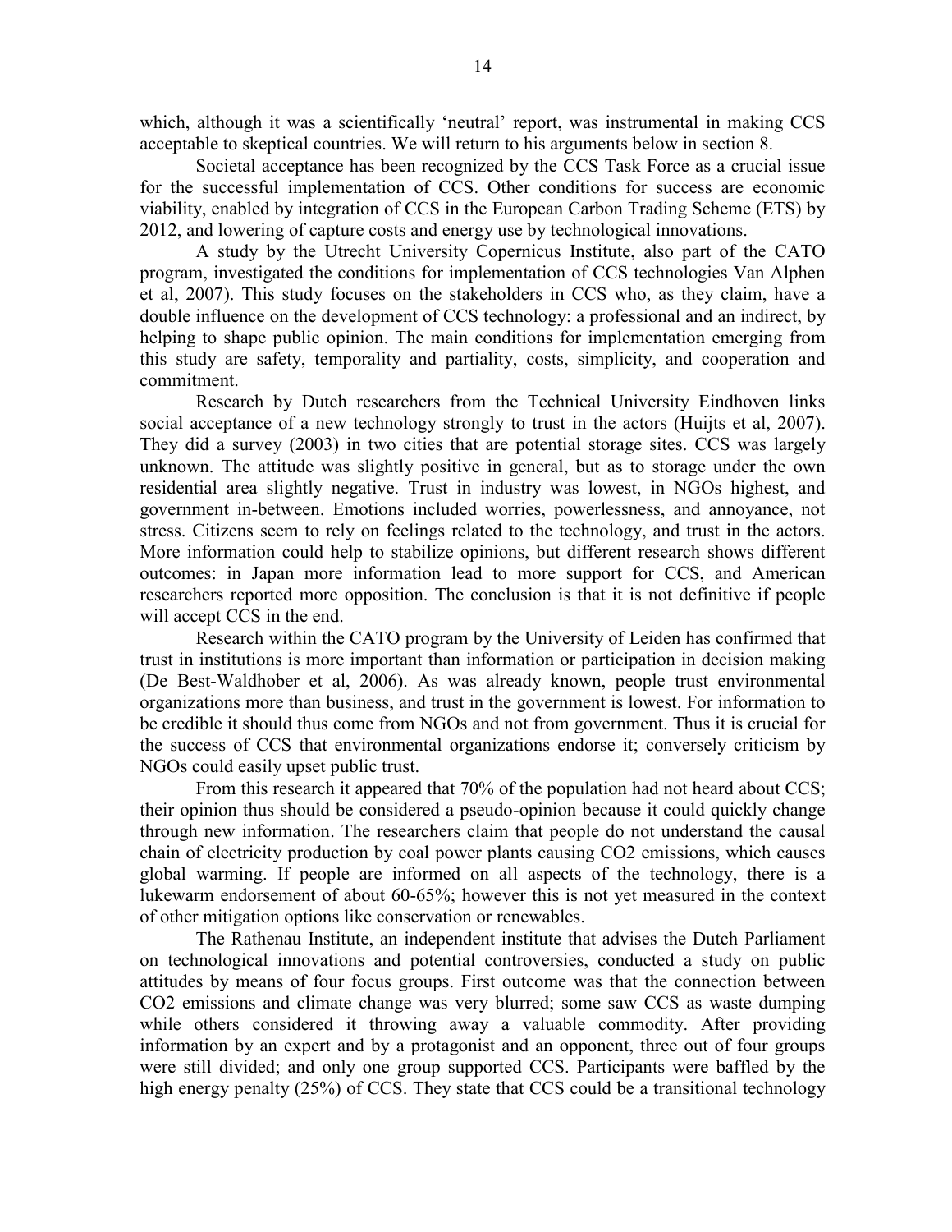which, although it was a scientifically 'neutral' report, was instrumental in making CCS acceptable to skeptical countries. We will return to his arguments below in section 8.

Societal acceptance has been recognized by the CCS Task Force as a crucial issue for the successful implementation of CCS. Other conditions for success are economic viability, enabled by integration of CCS in the European Carbon Trading Scheme (ETS) by 2012, and lowering of capture costs and energy use by technological innovations.

A study by the Utrecht University Copernicus Institute, also part of the CATO program, investigated the conditions for implementation of CCS technologies Van Alphen et al, 2007). This study focuses on the stakeholders in CCS who, as they claim, have a double influence on the development of CCS technology: a professional and an indirect, by helping to shape public opinion. The main conditions for implementation emerging from this study are safety, temporality and partiality, costs, simplicity, and cooperation and commitment.

Research by Dutch researchers from the Technical University Eindhoven links social acceptance of a new technology strongly to trust in the actors (Huijts et al, 2007). They did a survey (2003) in two cities that are potential storage sites. CCS was largely unknown. The attitude was slightly positive in general, but as to storage under the own residential area slightly negative. Trust in industry was lowest, in NGOs highest, and government in-between. Emotions included worries, powerlessness, and annoyance, not stress. Citizens seem to rely on feelings related to the technology, and trust in the actors. More information could help to stabilize opinions, but different research shows different outcomes: in Japan more information lead to more support for CCS, and American researchers reported more opposition. The conclusion is that it is not definitive if people will accept CCS in the end.

Research within the CATO program by the University of Leiden has confirmed that trust in institutions is more important than information or participation in decision making (De Best-Waldhober et al, 2006). As was already known, people trust environmental organizations more than business, and trust in the government is lowest. For information to be credible it should thus come from NGOs and not from government. Thus it is crucial for the success of CCS that environmental organizations endorse it; conversely criticism by NGOs could easily upset public trust.

From this research it appeared that 70% of the population had not heard about CCS; their opinion thus should be considered a pseudo-opinion because it could quickly change through new information. The researchers claim that people do not understand the causal chain of electricity production by coal power plants causing $CO_2$ emissions, which causes global warming. If people are informed on all aspects of the technology, there is a lukewarm endorsement of about 60-65%; however this is not yet measured in the context of other mitigation options like conservation or renewables.

The Rathenau Institute, an independent institute that advises the Dutch Parliament on technological innovations and potential controversies, conducted a study on public attitudes by means of four focus groups. First outcome was that the connection between $CO_2$ emissions and climate change was very blurred; some saw CCS as waste dumping while others considered it throwing away a valuable commodity. After providing information by an expert and by a protagonist and an opponent, three out of four groups were still divided; and only one group supported CCS. Participants were baffled by the high energy penalty (25%) of CCS. They state that CCS could be a transitional technology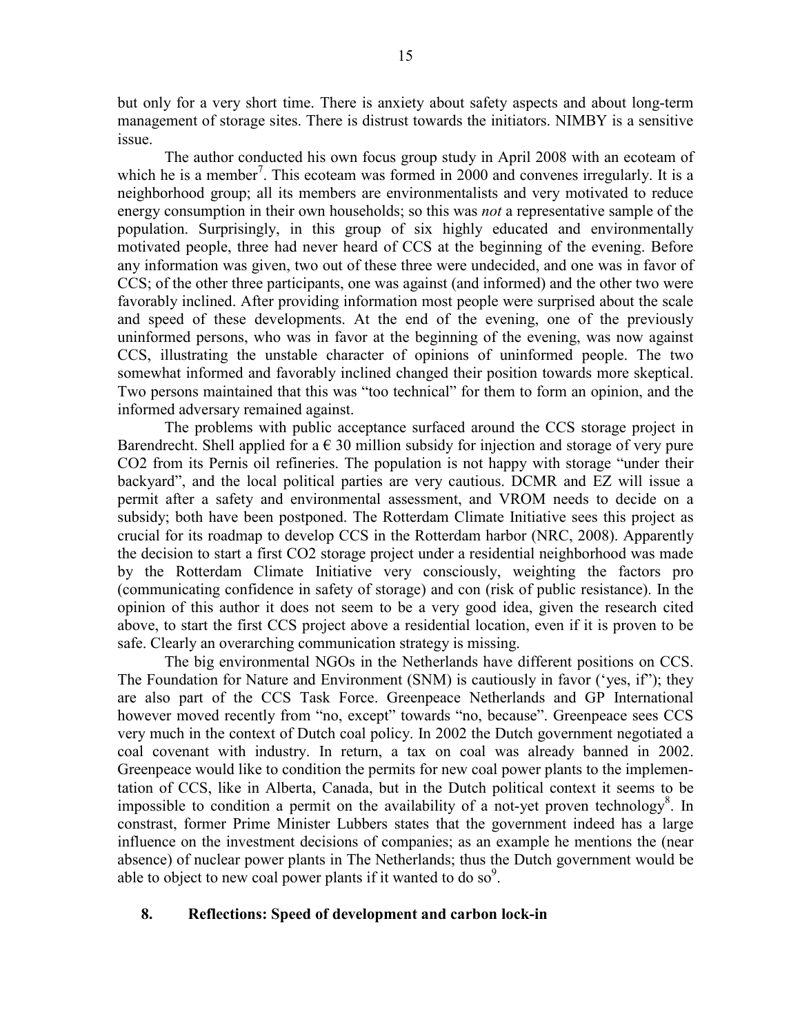but only for a very short time. There is anxiety about safety aspects and about long-term management of storage sites. There is distrust towards the initiators. NIMBY is a sensitive issue.

The author conducted his own focus group study in April 2008 with an ecoteam of which he is a member[7]. This ecoteam was formed in 2000 and convenes irregularly. It is a neighborhood group; all its members are environmentalists and very motivated to reduce energy consumption in their own households; so this was *not* a representative sample of the population. Surprisingly, in this group of six highly educated and environmentally motivated people, three had never heard of CCS at the beginning of the evening. Before any information was given, two out of these three were undecided, and one was in favor of CCS; of the other three participants, one was against (and informed) and the other two were favorably inclined. After providing information most people were surprised about the scale and speed of these developments. At the end of the evening, one of the previously uninformed persons, who was in favor at the beginning of the evening, was now against CCS, illustrating the unstable character of opinions of uninformed people. The two somewhat informed and favorably inclined changed their position towards more skeptical. Two persons maintained that this was "too technical" for them to form an opinion, and the informed adversary remained against.

The problems with public acceptance surfaced around the CCS storage project in Barendrecht. Shell applied for a € 30 million subsidy for injection and storage of very pure CO2 from its Pernis oil refineries. The population is not happy with storage "under their backyard", and the local political parties are very cautious. DCMR and EZ will issue a permit after a safety and environmental assessment, and VROM needs to decide on a subsidy; both have been postponed. The Rotterdam Climate Initiative sees this project as crucial for its roadmap to develop CCS in the Rotterdam harbor (NRC, 2008). Apparently the decision to start a first CO2 storage project under a residential neighborhood was made by the Rotterdam Climate Initiative very consciously, weighting the factors pro (communicating confidence in safety of storage) and con (risk of public resistance). In the opinion of this author it does not seem to be a very good idea, given the research cited above, to start the first CCS project above a residential location, even if it is proven to be safe. Clearly an overarching communication strategy is missing.

The big environmental NGOs in the Netherlands have different positions on CCS. The Foundation for Nature and Environment (SNM) is cautiously in favor ('yes, if'); they are also part of the CCS Task Force. Greenpeace Netherlands and GP International however moved recently from "no, except" towards "no, because". Greenpeace sees CCS very much in the context of Dutch coal policy. In 2002 the Dutch government negotiated a coal covenant with industry. In return, a tax on coal was already banned in 2002. Greenpeace would like to condition the permits for new coal power plants to the implementation of CCS, like in Alberta, Canada, but in the Dutch political context it seems to be impossible to condition a permit on the availability of a not-yet proven technology[8]. In constrast, former Prime Minister Lubbers states that the government indeed has a large influence on the investment decisions of companies; as an example he mentions the (near absence) of nuclear power plants in The Netherlands; thus the Dutch government would be able to object to new coal power plants if it wanted to do so[9].

## 8. Reflections: Speed of development and carbon lock-in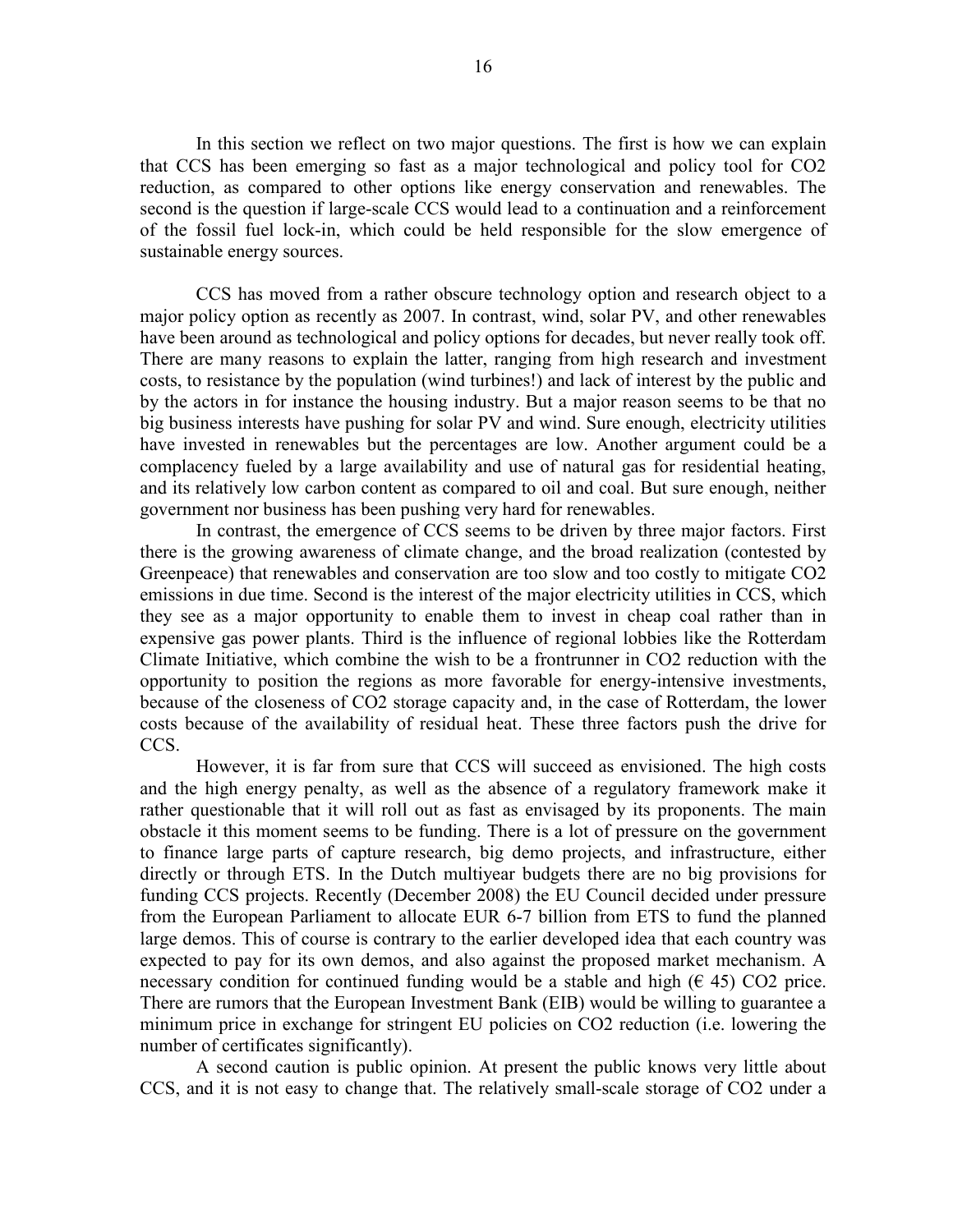In this section we reflect on two major questions. The first is how we can explain that CCS has been emerging so fast as a major technological and policy tool for $CO_2$ reduction, as compared to other options like energy conservation and renewables. The second is the question if large-scale CCS would lead to a continuation and a reinforcement of the fossil fuel lock-in, which could be held responsible for the slow emergence of sustainable energy sources.

CCS has moved from a rather obscure technology option and research object to a major policy option as recently as 2007. In contrast, wind, solar PV, and other renewables have been around as technological and policy options for decades, but never really took off. There are many reasons to explain the latter, ranging from high research and investment costs, to resistance by the population (wind turbines!) and lack of interest by the public and by the actors in for instance the housing industry. But a major reason seems to be that no big business interests have pushing for solar PV and wind. Sure enough, electricity utilities have invested in renewables but the percentages are low. Another argument could be a complacency fueled by a large availability and use of natural gas for residential heating, and its relatively low carbon content as compared to oil and coal. But sure enough, neither government nor business has been pushing very hard for renewables.

In contrast, the emergence of CCS seems to be driven by three major factors. First there is the growing awareness of climate change, and the broad realization (contested by Greenpeace) that renewables and conservation are too slow and too costly to mitigate $CO_2$ emissions in due time. Second is the interest of the major electricity utilities in CCS, which they see as a major opportunity to enable them to invest in cheap coal rather than in expensive gas power plants. Third is the influence of regional lobbies like the Rotterdam Climate Initiative, which combine the wish to be a frontrunner in $CO_2$ reduction with the opportunity to position the regions as more favorable for energy-intensive investments, because of the closeness of $CO_2$ storage capacity and, in the case of Rotterdam, the lower costs because of the availability of residual heat. These three factors push the drive for CCS.

However, it is far from sure that CCS will succeed as envisioned. The high costs and the high energy penalty, as well as the absence of a regulatory framework make it rather questionable that it will roll out as fast as envisaged by its proponents. The main obstacle it this moment seems to be funding. There is a lot of pressure on the government to finance large parts of capture research, big demo projects, and infrastructure, either directly or through ETS. In the Dutch multiyear budgets there are no big provisions for funding CCS projects. Recently (December 2008) the EU Council decided under pressure from the European Parliament to allocate EUR 6-7 billion from ETS to fund the planned large demos. This of course is contrary to the earlier developed idea that each country was expected to pay for its own demos, and also against the proposed market mechanism. A necessary condition for continued funding would be a stable and high (€ 45) $CO_2$ price. There are rumors that the European Investment Bank (EIB) would be willing to guarantee a minimum price in exchange for stringent EU policies on $CO_2$ reduction (i.e. lowering the number of certificates significantly).

A second caution is public opinion. At present the public knows very little about CCS, and it is not easy to change that. The relatively small-scale storage of $CO_2$ under a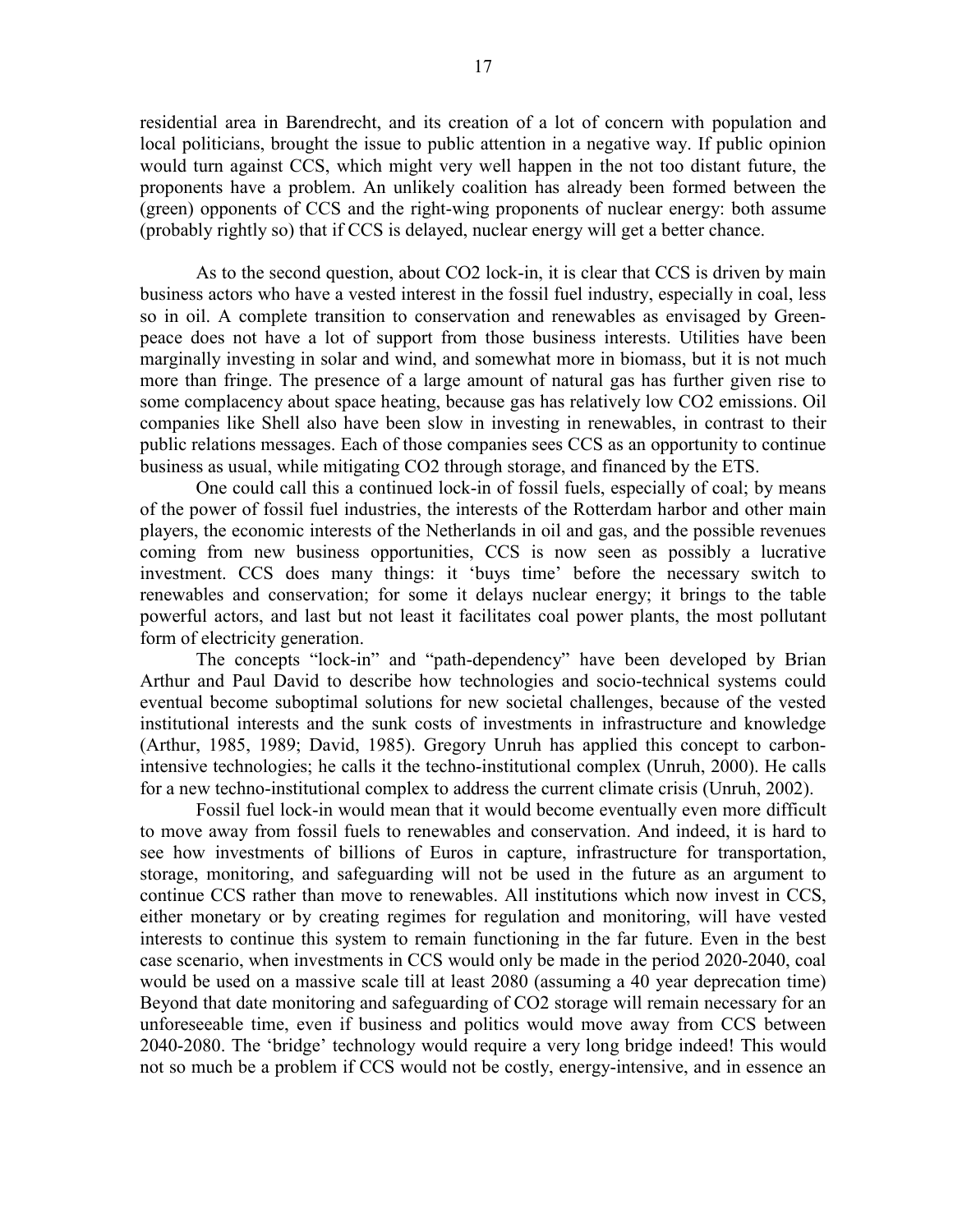residential area in Barendrecht, and its creation of a lot of concern with population and local politicians, brought the issue to public attention in a negative way. If public opinion would turn against CCS, which might very well happen in the not too distant future, the proponents have a problem. An unlikely coalition has already been formed between the (green) opponents of CCS and the right-wing proponents of nuclear energy: both assume (probably rightly so) that if CCS is delayed, nuclear energy will get a better chance.

As to the second question, about CO2 lock-in, it is clear that CCS is driven by main business actors who have a vested interest in the fossil fuel industry, especially in coal, less so in oil. A complete transition to conservation and renewables as envisaged by Greenpeace does not have a lot of support from those business interests. Utilities have been marginally investing in solar and wind, and somewhat more in biomass, but it is not much more than fringe. The presence of a large amount of natural gas has further given rise to some complacency about space heating, because gas has relatively low CO2 emissions. Oil companies like Shell also have been slow in investing in renewables, in contrast to their public relations messages. Each of those companies sees CCS as an opportunity to continue business as usual, while mitigating CO2 through storage, and financed by the ETS.

One could call this a continued lock-in of fossil fuels, especially of coal; by means of the power of fossil fuel industries, the interests of the Rotterdam harbor and other main players, the economic interests of the Netherlands in oil and gas, and the possible revenues coming from new business opportunities, CCS is now seen as possibly a lucrative investment. CCS does many things: it 'buys time' before the necessary switch to renewables and conservation; for some it delays nuclear energy; it brings to the table powerful actors, and last but not least it facilitates coal power plants, the most pollutant form of electricity generation.

The concepts "lock-in" and "path-dependency" have been developed by Brian Arthur and Paul David to describe how technologies and socio-technical systems could eventual become suboptimal solutions for new societal challenges, because of the vested institutional interests and the sunk costs of investments in infrastructure and knowledge (Arthur, 1985, 1989; David, 1985). Gregory Unruh has applied this concept to carbon-intensive technologies; he calls it the techno-institutional complex (Unruh, 2000). He calls for a new techno-institutional complex to address the current climate crisis (Unruh, 2002).

Fossil fuel lock-in would mean that it would become eventually even more difficult to move away from fossil fuels to renewables and conservation. And indeed, it is hard to see how investments of billions of Euros in capture, infrastructure for transportation, storage, monitoring, and safeguarding will not be used in the future as an argument to continue CCS rather than move to renewables. All institutions which now invest in CCS, either monetary or by creating regimes for regulation and monitoring, will have vested interests to continue this system to remain functioning in the far future. Even in the best case scenario, when investments in CCS would only be made in the period 2020-2040, coal would be used on a massive scale till at least 2080 (assuming a 40 year deprecation time) Beyond that date monitoring and safeguarding of CO2 storage will remain necessary for an unforeseeable time, even if business and politics would move away from CCS between 2040-2080. The 'bridge' technology would require a very long bridge indeed! This would not so much be a problem if CCS would not be costly, energy-intensive, and in essence an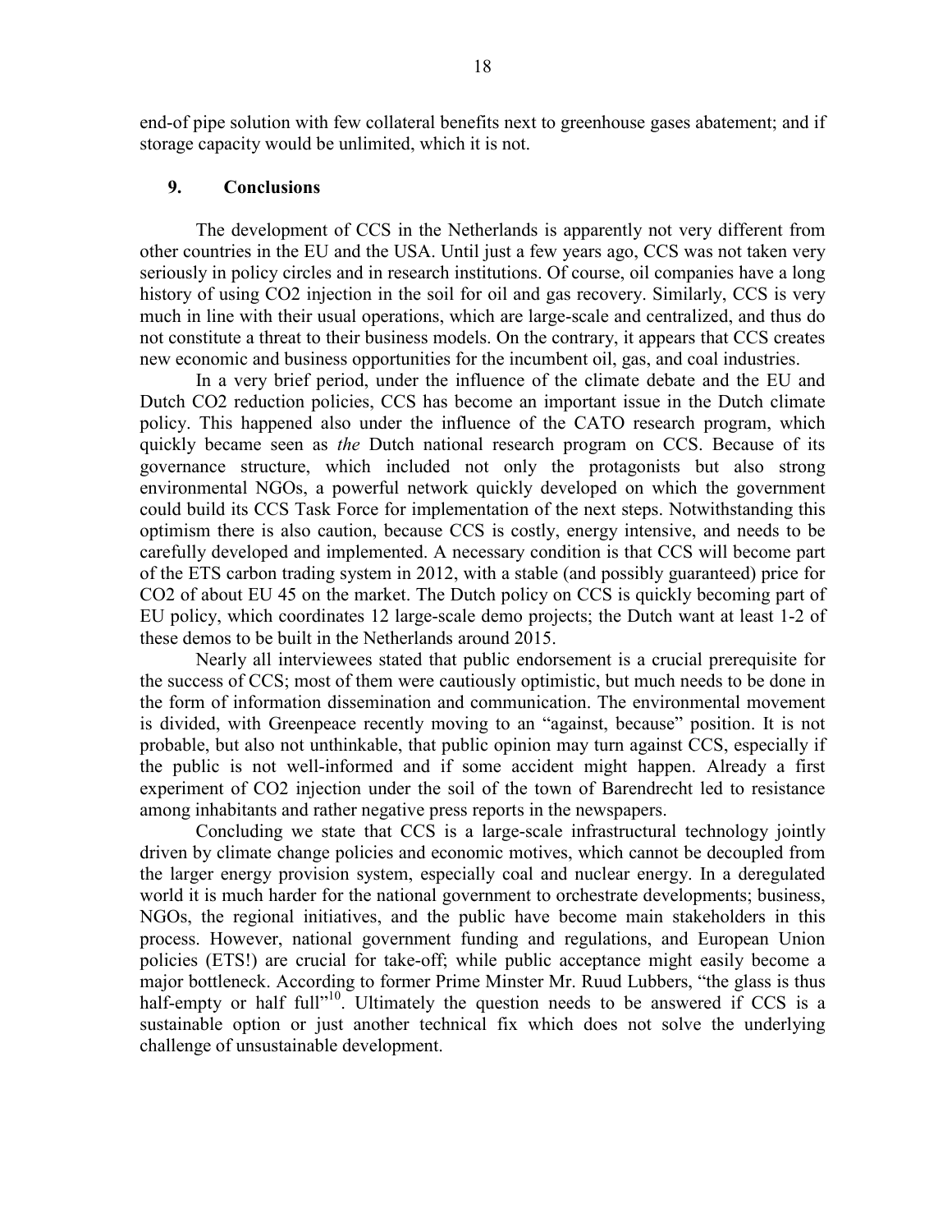end-of pipe solution with few collateral benefits next to greenhouse gases abatement; and if storage capacity would be unlimited, which it is not.

## 9. Conclusions

The development of CCS in the Netherlands is apparently not very different from other countries in the EU and the USA. Until just a few years ago, CCS was not taken very seriously in policy circles and in research institutions. Of course, oil companies have a long history of using CO2 injection in the soil for oil and gas recovery. Similarly, CCS is very much in line with their usual operations, which are large-scale and centralized, and thus do not constitute a threat to their business models. On the contrary, it appears that CCS creates new economic and business opportunities for the incumbent oil, gas, and coal industries.

In a very brief period, under the influence of the climate debate and the EU and Dutch CO2 reduction policies, CCS has become an important issue in the Dutch climate policy. This happened also under the influence of the CATO research program, which quickly became seen as *the* Dutch national research program on CCS. Because of its governance structure, which included not only the protagonists but also strong environmental NGOs, a powerful network quickly developed on which the government could build its CCS Task Force for implementation of the next steps. Notwithstanding this optimism there is also caution, because CCS is costly, energy intensive, and needs to be carefully developed and implemented. A necessary condition is that CCS will become part of the ETS carbon trading system in 2012, with a stable (and possibly guaranteed) price for CO2 of about EU 45 on the market. The Dutch policy on CCS is quickly becoming part of EU policy, which coordinates 12 large-scale demo projects; the Dutch want at least 1-2 of these demos to be built in the Netherlands around 2015.

Nearly all interviewees stated that public endorsement is a crucial prerequisite for the success of CCS; most of them were cautiously optimistic, but much needs to be done in the form of information dissemination and communication. The environmental movement is divided, with Greenpeace recently moving to an "against, because" position. It is not probable, but also not unthinkable, that public opinion may turn against CCS, especially if the public is not well-informed and if some accident might happen. Already a first experiment of CO2 injection under the soil of the town of Barendrecht led to resistance among inhabitants and rather negative press reports in the newspapers.

Concluding we state that CCS is a large-scale infrastructural technology jointly driven by climate change policies and economic motives, which cannot be decoupled from the larger energy provision system, especially coal and nuclear energy. In a deregulated world it is much harder for the national government to orchestrate developments; business, NGOs, the regional initiatives, and the public have become main stakeholders in this process. However, national government funding and regulations, and European Union policies (ETS!) are crucial for take-off; while public acceptance might easily become a major bottleneck. According to former Prime Minster Mr. Ruud Lubbers, "the glass is thus half-empty or half full"[10]. Ultimately the question needs to be answered if CCS is a sustainable option or just another technical fix which does not solve the underlying challenge of unsustainable development.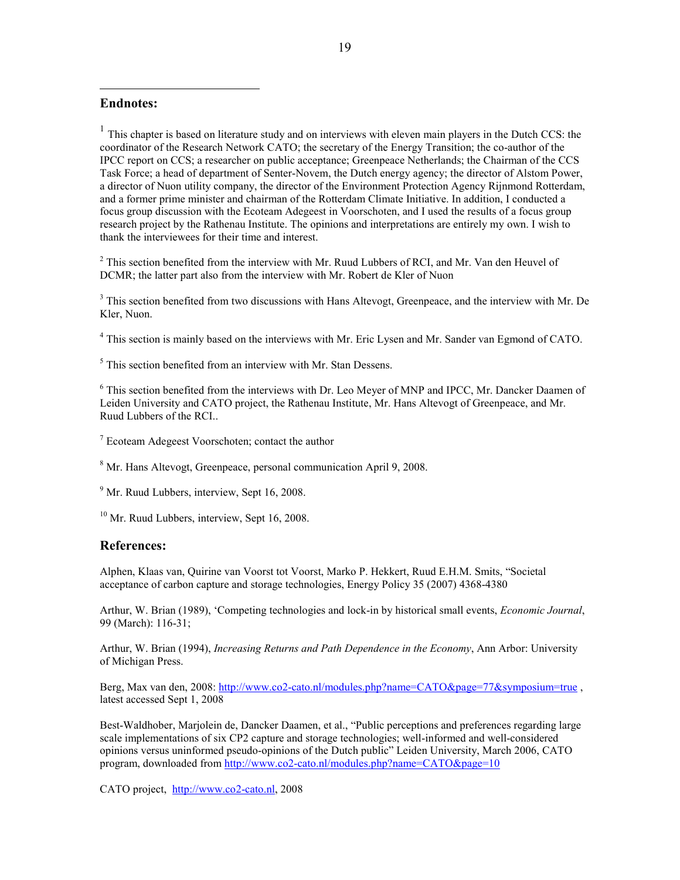## Endnotes:

[1] This chapter is based on literature study and on interviews with eleven main players in the Dutch CCS: the coordinator of the Research Network CATO; the secretary of the Energy Transition; the co-author of the IPCC report on CCS; a researcher on public acceptance; Greenpeace Netherlands; the Chairman of the CCS Task Force; a head of department of Senter-Novem, the Dutch energy agency; the director of Alstom Power, a director of Nuon utility company, the director of the Environment Protection Agency Rijnmond Rotterdam, and a former prime minister and chairman of the Rotterdam Climate Initiative. In addition, I conducted a focus group discussion with the Ecoteam Adegeest in Voorschoten, and I used the results of a focus group research project by the Rathenau Institute. The opinions and interpretations are entirely my own. I wish to thank the interviewees for their time and interest.

[2] This section benefited from the interview with Mr. Ruud Lubbers of RCI, and Mr. Van den Heuvel of DCMR; the latter part also from the interview with Mr. Robert de Kler of Nuon

[3] This section benefited from two discussions with Hans Altevogt, Greenpeace, and the interview with Mr. De Kler, Nuon.

[4] This section is mainly based on the interviews with Mr. Eric Lysen and Mr. Sander van Egmond of CATO.

[5] This section benefited from an interview with Mr. Stan Dessens.

[6] This section benefited from the interviews with Dr. Leo Meyer of MNP and IPCC, Mr. Dancker Daamen of Leiden University and CATO project, the Rathenau Institute, Mr. Hans Altevogt of Greenpeace, and Mr. Ruud Lubbers of the RCI..

[7] Ecoteam Adegeest Voorschoten; contact the author

[8] Mr. Hans Altevogt, Greenpeace, personal communication April 9, 2008.

[9] Mr. Ruud Lubbers, interview, Sept 16, 2008.

[10] Mr. Ruud Lubbers, interview, Sept 16, 2008.

## References:

Alphen, Klaas van, Quirine van Voorst tot Voorst, Marko P. Hekkert, Ruud E.H.M. Smits, "Societal acceptance of carbon capture and storage technologies, Energy Policy 35 (2007) 4368-4380

Arthur, W. Brian (1989), 'Competing technologies and lock-in by historical small events, *Economic Journal*, 99 (March): 116-31;

Arthur, W. Brian (1994), *Increasing Returns and Path Dependence in the Economy*, Ann Arbor: University of Michigan Press.

Berg, Max van den, 2008: http://www.co2-cato.nl/modules.php?name=CATO&page=77&symposium=true , latest accessed Sept 1, 2008

Best-Waldhober, Marjolein de, Dancker Daamen, et al., "Public perceptions and preferences regarding large scale implementations of six CP2 capture and storage technologies; well-informed and well-considered opinions versus uninformed pseudo-opinions of the Dutch public" Leiden University, March 2006, CATO program, downloaded from http://www.co2-cato.nl/modules.php?name=CATO&page=10

CATO project, http://www.co2-cato.nl, 2008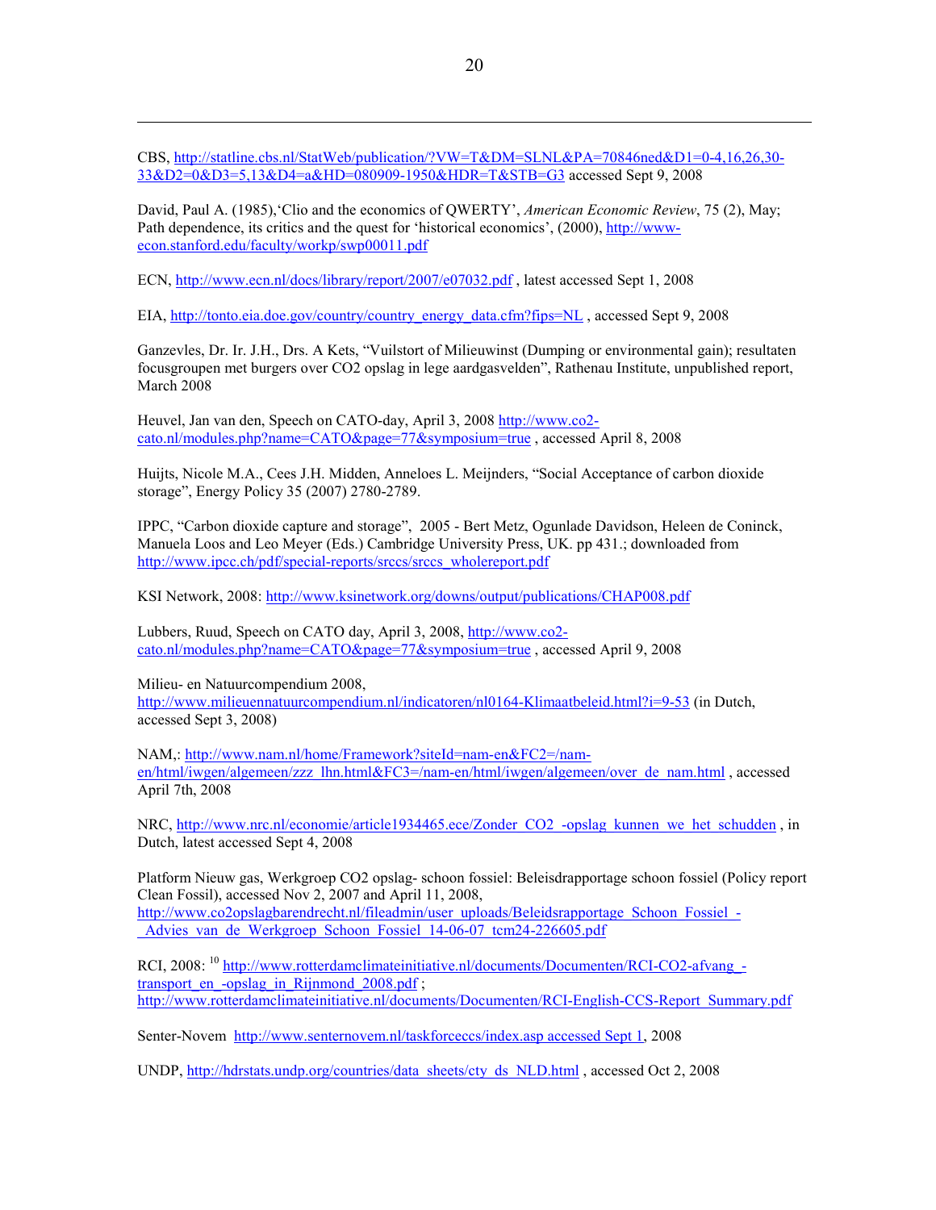CBS, http://statline.cbs.nl/StatWeb/publication/?VW=T&DM=SLNL&PA=70846ned&D1=0-4,16,26,30-33&D2=0&D3=5,13&D4=a&HD=080909-1950&HDR=T&STB=G3 accessed Sept 9, 2008

David, Paul A. (1985),'Clio and the economics of QWERTY', *American Economic Review*, 75 (2), May; Path dependence, its critics and the quest for 'historical economics', (2000), http://www-econ.stanford.edu/faculty/workp/swp00011.pdf

ECN, http://www.ecn.nl/docs/library/report/2007/e07032.pdf , latest accessed Sept 1, 2008

EIA, http://tonto.eia.doe.gov/country/country_energy_data.cfm?fips=NL , accessed Sept 9, 2008

Ganzevles, Dr. Ir. J.H., Drs. A Kets, "Vuilstort of Milieuwinst (Dumping or environmental gain); resultaten focusgroupen met burgers over CO2 opslag in lege aardgasvelden", Rathenau Institute, unpublished report, March 2008

Heuvel, Jan van den, Speech on CATO-day, April 3, 2008 http://www.co2-cato.nl/modules.php?name=CATO&page=77&symposium=true , accessed April 8, 2008

Huijts, Nicole M.A., Cees J.H. Midden, Anneloes L. Meijnders, "Social Acceptance of carbon dioxide storage", Energy Policy 35 (2007) 2780-2789.

IPPC, "Carbon dioxide capture and storage", 2005 - Bert Metz, Ogunlade Davidson, Heleen de Coninck, Manuela Loos and Leo Meyer (Eds.) Cambridge University Press, UK. pp 431.; downloaded from http://www.ipcc.ch/pdf/special-reports/srccs/srccs_wholereport.pdf

KSI Network, 2008: http://www.ksinetwork.org/downs/output/publications/CHAP008.pdf

Lubbers, Ruud, Speech on CATO day, April 3, 2008, http://www.co2-cato.nl/modules.php?name=CATO&page=77&symposium=true , accessed April 9, 2008

Milieu- en Natuurcompendium 2008, http://www.milieuennatuurcompendium.nl/indicatoren/nl0164-Klimaatbeleid.html?i=9-53 (in Dutch, accessed Sept 3, 2008)

NAM,: http://www.nam.nl/home/Framework?siteId=nam-en&FC2=/nam-en/html/iwgen/algemeen/zzz_lhn.html&FC3=/nam-en/html/iwgen/algemeen/over_de_nam.html , accessed April 7th, 2008

NRC, http://www.nrc.nl/economie/article1934465.ece/Zonder_CO2_-opslag_kunnen_we_het_schudden , in Dutch, latest accessed Sept 4, 2008

Platform Nieuw gas, Werkgroep CO2 opslag- schoon fossiel: Beleidsrapportage schoon fossiel (Policy report Clean Fossil), accessed Nov 2, 2007 and April 11, 2008, http://www.co2opslagbarendrecht.nl/fileadmin/user_uploads/Beleidsrapportage_Schoon_Fossiel_-_Advies_van_de_Werkgroep_Schoon_Fossiel_14-06-07_tcm24-226605.pdf

RCI, 2008: [10] http://www.rotterdamclimateinitiative.nl/documents/Documenten/RCI-CO2-afvang_-transport_en_-opslag_in_Rijnmond_2008.pdf ; http://www.rotterdamclimateinitiative.nl/documents/Documenten/RCI-English-CCS-Report_Summary.pdf

Senter-Novem http://www.senternovem.nl/taskforceccs/index.asp accessed Sept 1, 2008

UNDP, http://hdrstats.undp.org/countries/data_sheets/cty_ds_NLD.html , accessed Oct 2, 2008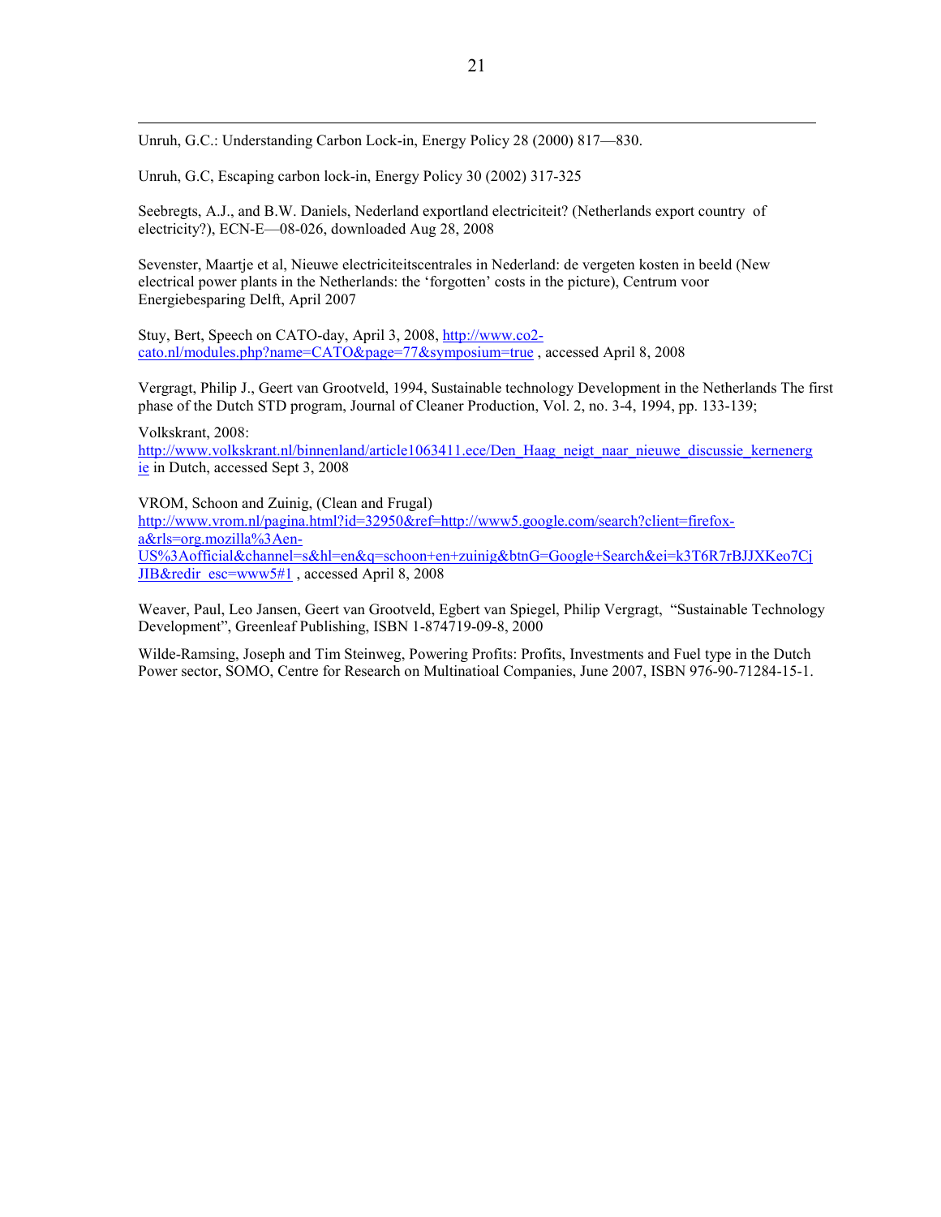Unruh, G.C.: Understanding Carbon Lock-in, Energy Policy 28 (2000) 817—830.

Unruh, G.C, Escaping carbon lock-in, Energy Policy 30 (2002) 317-325

Seebregts, A.J., and B.W. Daniels, Nederland exportland electriciteit? (Netherlands export country of electricity?), ECN-E—08-026, downloaded Aug 28, 2008

Sevenster, Maartje et al, Nieuwe electriciteitscentrales in Nederland: de vergeten kosten in beeld (New electrical power plants in the Netherlands: the 'forgotten' costs in the picture), Centrum voor Energiebesparing Delft, April 2007

Stuy, Bert, Speech on CATO-day, April 3, 2008, http://www.co2-cato.nl/modules.php?name=CATO&page=77&symposium=true , accessed April 8, 2008

Vergragt, Philip J., Geert van Grootveld, 1994, Sustainable technology Development in the Netherlands The first phase of the Dutch STD program, Journal of Cleaner Production, Vol. 2, no. 3-4, 1994, pp. 133-139;

Volkskrant, 2008: http://www.volkskrant.nl/binnenland/article1063411.ece/Den_Haag_neigt_naar_nieuwe_discussie_kernenergie in Dutch, accessed Sept 3, 2008

VROM, Schoon and Zuinig, (Clean and Frugal) http://www.vrom.nl/pagina.html?id=32950&ref=http://www5.google.com/search?client=firefox-a&rls=org.mozilla%3Aen-US%3Aofficial&channel=s&hl=en&q=schoon+en+zuinig&btnG=Google+Search&ei=k3T6R7rBJJXKeo7CjJIB&redir_esc=www5#1 , accessed April 8, 2008

Weaver, Paul, Leo Jansen, Geert van Grootveld, Egbert van Spiegel, Philip Vergragt, "Sustainable Technology Development", Greenleaf Publishing, ISBN 1-874719-09-8, 2000

Wilde-Ramsing, Joseph and Tim Steinweg, Powering Profits: Profits, Investments and Fuel type in the Dutch Power sector, SOMO, Centre for Research on Multinatioal Companies, June 2007, ISBN 976-90-71284-15-1.